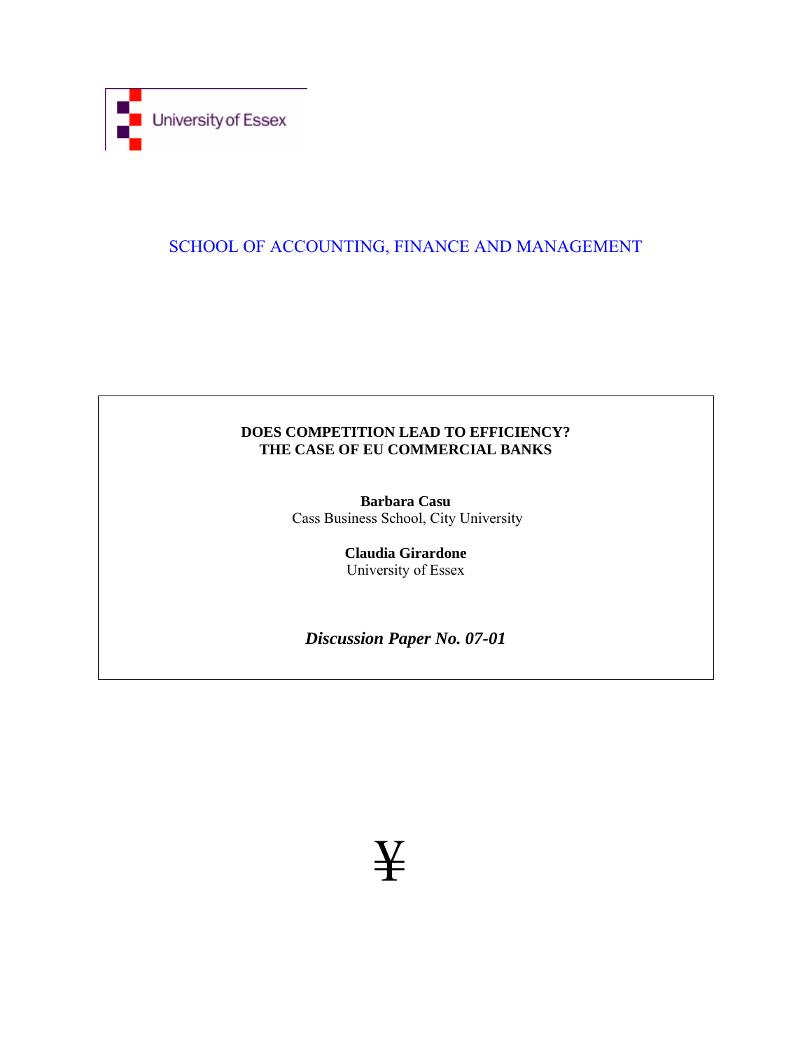University of Essex

SCHOOL OF ACCOUNTING, FINANCE AND MANAGEMENT

**DOES COMPETITION LEAD TO EFFICIENCY?**
**THE CASE OF EU COMMERCIAL BANKS**

**Barbara Casu**
Cass Business School, City University

**Claudia Girardone**
University of Essex

***Discussion Paper No. 07-01***

¥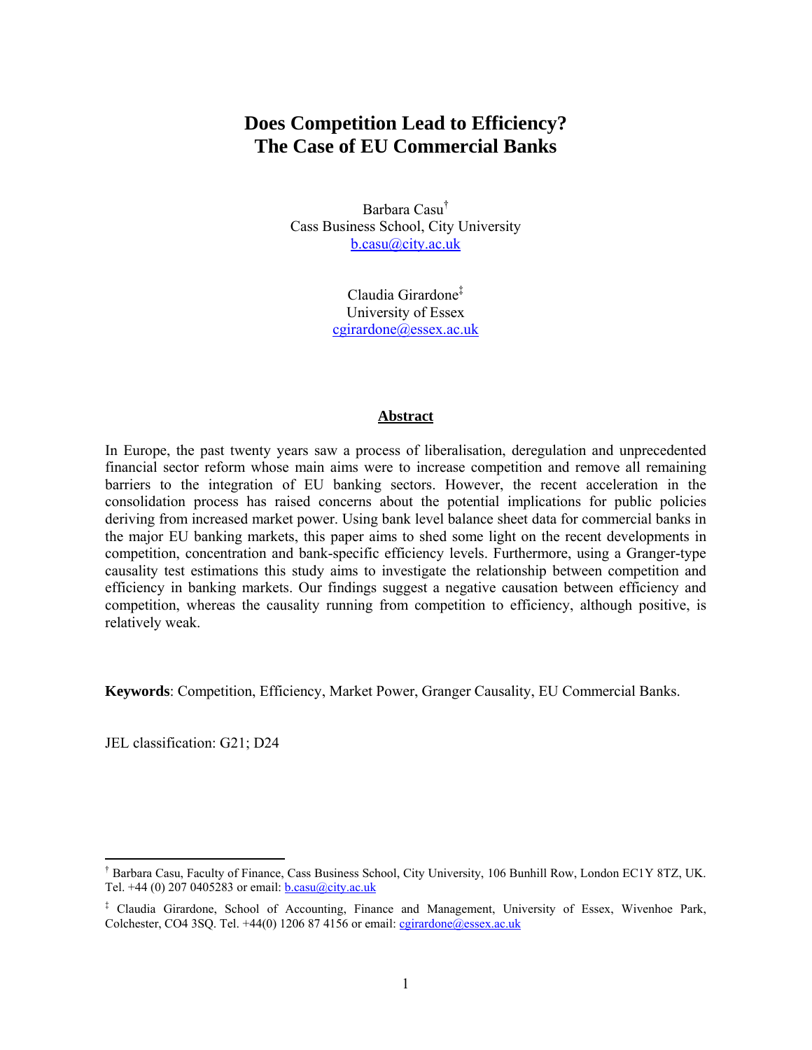# Does Competition Lead to Efficiency? The Case of EU Commercial Banks

Barbara Casu[†]
Cass Business School, City University
b.casu@city.ac.uk

Claudia Girardone[‡]
University of Essex
cgirardone@essex.ac.uk

## Abstract

In Europe, the past twenty years saw a process of liberalisation, deregulation and unprecedented financial sector reform whose main aims were to increase competition and remove all remaining barriers to the integration of EU banking sectors. However, the recent acceleration in the consolidation process has raised concerns about the potential implications for public policies deriving from increased market power. Using bank level balance sheet data for commercial banks in the major EU banking markets, this paper aims to shed some light on the recent developments in competition, concentration and bank-specific efficiency levels. Furthermore, using a Granger-type causality test estimations this study aims to investigate the relationship between competition and efficiency in banking markets. Our findings suggest a negative causation between efficiency and competition, whereas the causality running from competition to efficiency, although positive, is relatively weak.

**Keywords**: Competition, Efficiency, Market Power, Granger Causality, EU Commercial Banks.

JEL classification: G21; D24

---

[†] Barbara Casu, Faculty of Finance, Cass Business School, City University, 106 Bunhill Row, London EC1Y 8TZ, UK. Tel. +44 (0) 207 0405283 or email: b.casu@city.ac.uk

[‡] Claudia Girardone, School of Accounting, Finance and Management, University of Essex, Wivenhoe Park, Colchester, CO4 3SQ. Tel. +44(0) 1206 87 4156 or email: cgirardone@essex.ac.uk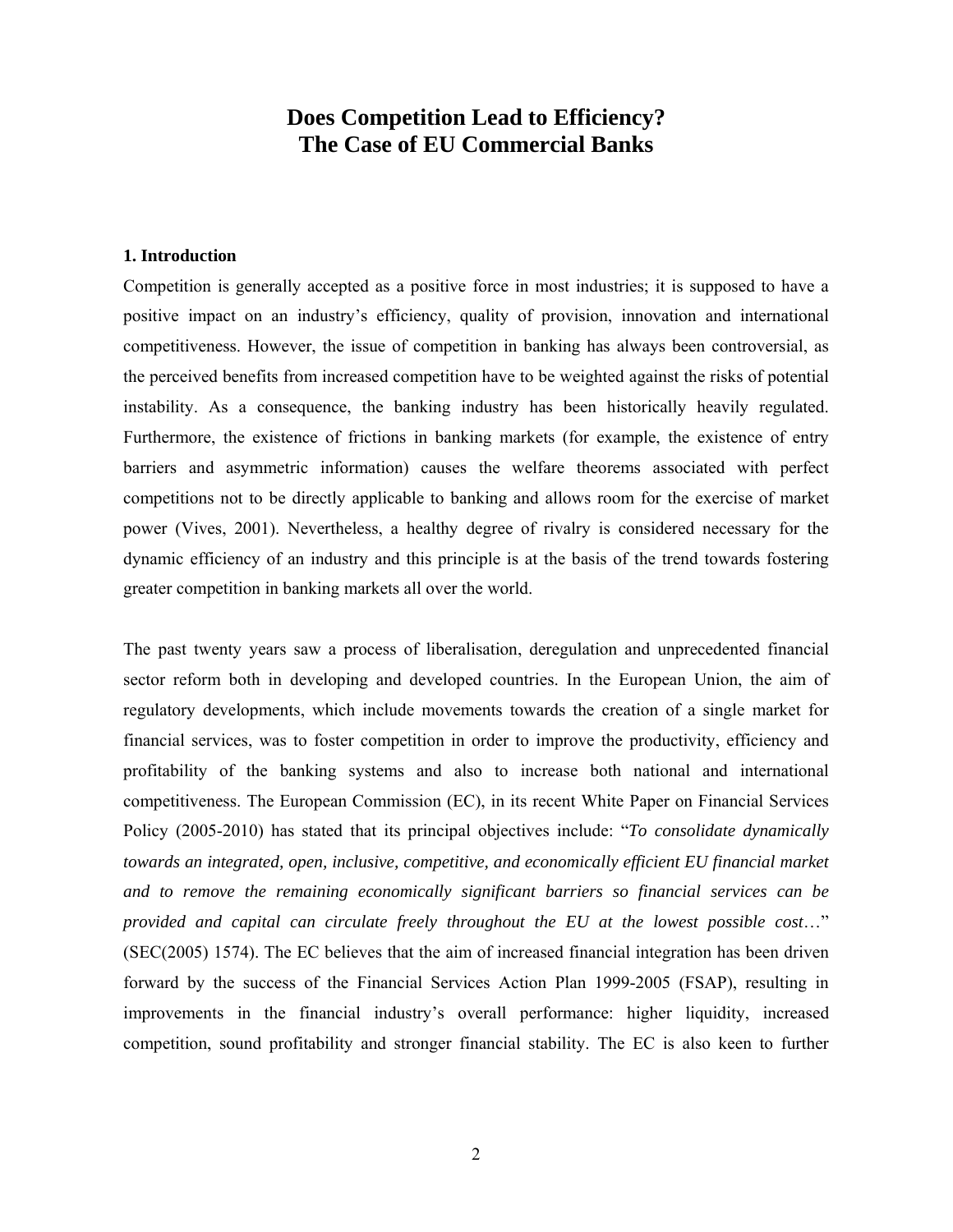# Does Competition Lead to Efficiency?
# The Case of EU Commercial Banks

## 1. Introduction

Competition is generally accepted as a positive force in most industries; it is supposed to have a positive impact on an industry's efficiency, quality of provision, innovation and international competitiveness. However, the issue of competition in banking has always been controversial, as the perceived benefits from increased competition have to be weighted against the risks of potential instability. As a consequence, the banking industry has been historically heavily regulated. Furthermore, the existence of frictions in banking markets (for example, the existence of entry barriers and asymmetric information) causes the welfare theorems associated with perfect competitions not to be directly applicable to banking and allows room for the exercise of market power (Vives, 2001). Nevertheless, a healthy degree of rivalry is considered necessary for the dynamic efficiency of an industry and this principle is at the basis of the trend towards fostering greater competition in banking markets all over the world.

The past twenty years saw a process of liberalisation, deregulation and unprecedented financial sector reform both in developing and developed countries. In the European Union, the aim of regulatory developments, which include movements towards the creation of a single market for financial services, was to foster competition in order to improve the productivity, efficiency and profitability of the banking systems and also to increase both national and international competitiveness. The European Commission (EC), in its recent White Paper on Financial Services Policy (2005-2010) has stated that its principal objectives include: "*To consolidate dynamically towards an integrated, open, inclusive, competitive, and economically efficient EU financial market and to remove the remaining economically significant barriers so financial services can be provided and capital can circulate freely throughout the EU at the lowest possible cost*…" (SEC(2005) 1574). The EC believes that the aim of increased financial integration has been driven forward by the success of the Financial Services Action Plan 1999-2005 (FSAP), resulting in improvements in the financial industry's overall performance: higher liquidity, increased competition, sound profitability and stronger financial stability. The EC is also keen to further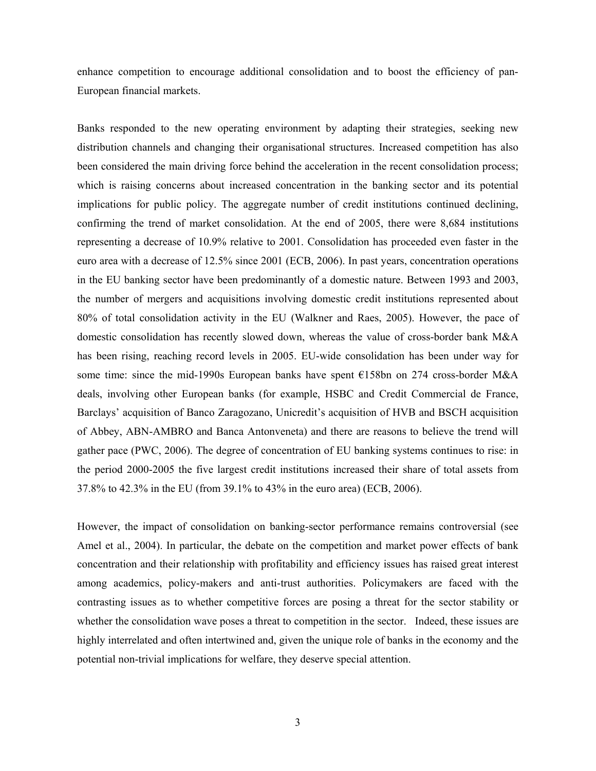enhance competition to encourage additional consolidation and to boost the efficiency of pan-European financial markets.

Banks responded to the new operating environment by adapting their strategies, seeking new distribution channels and changing their organisational structures. Increased competition has also been considered the main driving force behind the acceleration in the recent consolidation process; which is raising concerns about increased concentration in the banking sector and its potential implications for public policy. The aggregate number of credit institutions continued declining, confirming the trend of market consolidation. At the end of 2005, there were 8,684 institutions representing a decrease of 10.9% relative to 2001. Consolidation has proceeded even faster in the euro area with a decrease of 12.5% since 2001 (ECB, 2006). In past years, concentration operations in the EU banking sector have been predominantly of a domestic nature. Between 1993 and 2003, the number of mergers and acquisitions involving domestic credit institutions represented about 80% of total consolidation activity in the EU (Walkner and Raes, 2005). However, the pace of domestic consolidation has recently slowed down, whereas the value of cross-border bank M&A has been rising, reaching record levels in 2005. EU-wide consolidation has been under way for some time: since the mid-1990s European banks have spent €158bn on 274 cross-border M&A deals, involving other European banks (for example, HSBC and Credit Commercial de France, Barclays' acquisition of Banco Zaragozano, Unicredit's acquisition of HVB and BSCH acquisition of Abbey, ABN-AMBRO and Banca Antonveneta) and there are reasons to believe the trend will gather pace (PWC, 2006). The degree of concentration of EU banking systems continues to rise: in the period 2000-2005 the five largest credit institutions increased their share of total assets from 37.8% to 42.3% in the EU (from 39.1% to 43% in the euro area) (ECB, 2006).

However, the impact of consolidation on banking-sector performance remains controversial (see Amel et al., 2004). In particular, the debate on the competition and market power effects of bank concentration and their relationship with profitability and efficiency issues has raised great interest among academics, policy-makers and anti-trust authorities. Policymakers are faced with the contrasting issues as to whether competitive forces are posing a threat for the sector stability or whether the consolidation wave poses a threat to competition in the sector. Indeed, these issues are highly interrelated and often intertwined and, given the unique role of banks in the economy and the potential non-trivial implications for welfare, they deserve special attention.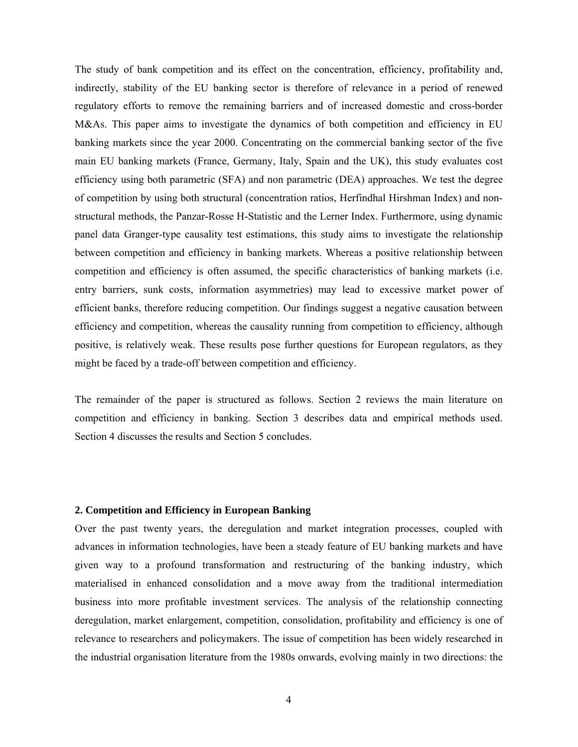The study of bank competition and its effect on the concentration, efficiency, profitability and, indirectly, stability of the EU banking sector is therefore of relevance in a period of renewed regulatory efforts to remove the remaining barriers and of increased domestic and cross-border M&As. This paper aims to investigate the dynamics of both competition and efficiency in EU banking markets since the year 2000. Concentrating on the commercial banking sector of the five main EU banking markets (France, Germany, Italy, Spain and the UK), this study evaluates cost efficiency using both parametric (SFA) and non parametric (DEA) approaches. We test the degree of competition by using both structural (concentration ratios, Herfindhal Hirshman Index) and non-structural methods, the Panzar-Rosse H-Statistic and the Lerner Index. Furthermore, using dynamic panel data Granger-type causality test estimations, this study aims to investigate the relationship between competition and efficiency in banking markets. Whereas a positive relationship between competition and efficiency is often assumed, the specific characteristics of banking markets (i.e. entry barriers, sunk costs, information asymmetries) may lead to excessive market power of efficient banks, therefore reducing competition. Our findings suggest a negative causation between efficiency and competition, whereas the causality running from competition to efficiency, although positive, is relatively weak. These results pose further questions for European regulators, as they might be faced by a trade-off between competition and efficiency.

The remainder of the paper is structured as follows. Section 2 reviews the main literature on competition and efficiency in banking. Section 3 describes data and empirical methods used. Section 4 discusses the results and Section 5 concludes.

## 2. Competition and Efficiency in European Banking

Over the past twenty years, the deregulation and market integration processes, coupled with advances in information technologies, have been a steady feature of EU banking markets and have given way to a profound transformation and restructuring of the banking industry, which materialised in enhanced consolidation and a move away from the traditional intermediation business into more profitable investment services. The analysis of the relationship connecting deregulation, market enlargement, competition, consolidation, profitability and efficiency is one of relevance to researchers and policymakers. The issue of competition has been widely researched in the industrial organisation literature from the 1980s onwards, evolving mainly in two directions: the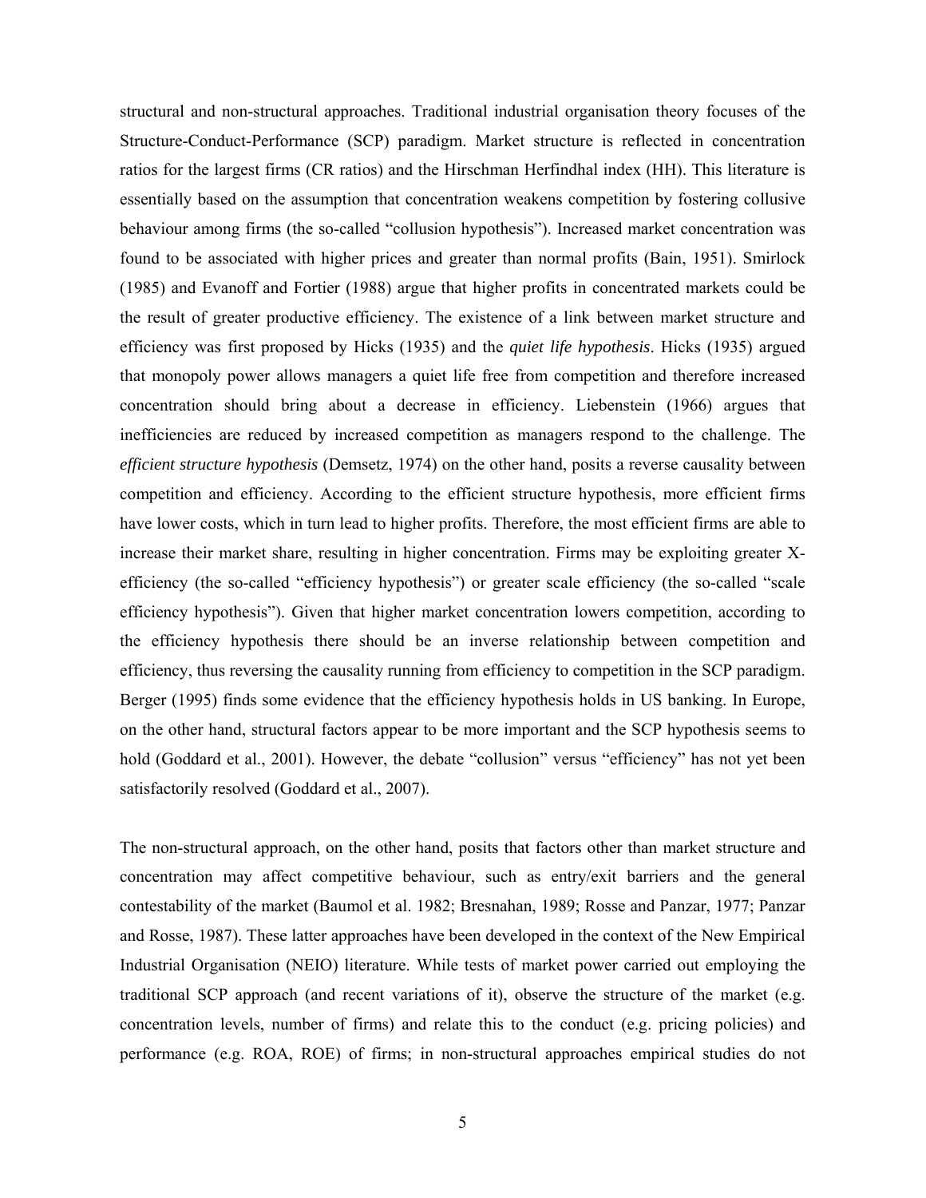structural and non-structural approaches. Traditional industrial organisation theory focuses of the Structure-Conduct-Performance (SCP) paradigm. Market structure is reflected in concentration ratios for the largest firms (CR ratios) and the Hirschman Herfindhal index (HH). This literature is essentially based on the assumption that concentration weakens competition by fostering collusive behaviour among firms (the so-called "collusion hypothesis"). Increased market concentration was found to be associated with higher prices and greater than normal profits (Bain, 1951). Smirlock (1985) and Evanoff and Fortier (1988) argue that higher profits in concentrated markets could be the result of greater productive efficiency. The existence of a link between market structure and efficiency was first proposed by Hicks (1935) and the *quiet life hypothesis*. Hicks (1935) argued that monopoly power allows managers a quiet life free from competition and therefore increased concentration should bring about a decrease in efficiency. Liebenstein (1966) argues that inefficiencies are reduced by increased competition as managers respond to the challenge. The *efficient structure hypothesis* (Demsetz, 1974) on the other hand, posits a reverse causality between competition and efficiency. According to the efficient structure hypothesis, more efficient firms have lower costs, which in turn lead to higher profits. Therefore, the most efficient firms are able to increase their market share, resulting in higher concentration. Firms may be exploiting greater X-efficiency (the so-called "efficiency hypothesis") or greater scale efficiency (the so-called "scale efficiency hypothesis"). Given that higher market concentration lowers competition, according to the efficiency hypothesis there should be an inverse relationship between competition and efficiency, thus reversing the causality running from efficiency to competition in the SCP paradigm. Berger (1995) finds some evidence that the efficiency hypothesis holds in US banking. In Europe, on the other hand, structural factors appear to be more important and the SCP hypothesis seems to hold (Goddard et al., 2001). However, the debate "collusion" versus "efficiency" has not yet been satisfactorily resolved (Goddard et al., 2007).

The non-structural approach, on the other hand, posits that factors other than market structure and concentration may affect competitive behaviour, such as entry/exit barriers and the general contestability of the market (Baumol et al. 1982; Bresnahan, 1989; Rosse and Panzar, 1977; Panzar and Rosse, 1987). These latter approaches have been developed in the context of the New Empirical Industrial Organisation (NEIO) literature. While tests of market power carried out employing the traditional SCP approach (and recent variations of it), observe the structure of the market (e.g. concentration levels, number of firms) and relate this to the conduct (e.g. pricing policies) and performance (e.g. ROA, ROE) of firms; in non-structural approaches empirical studies do not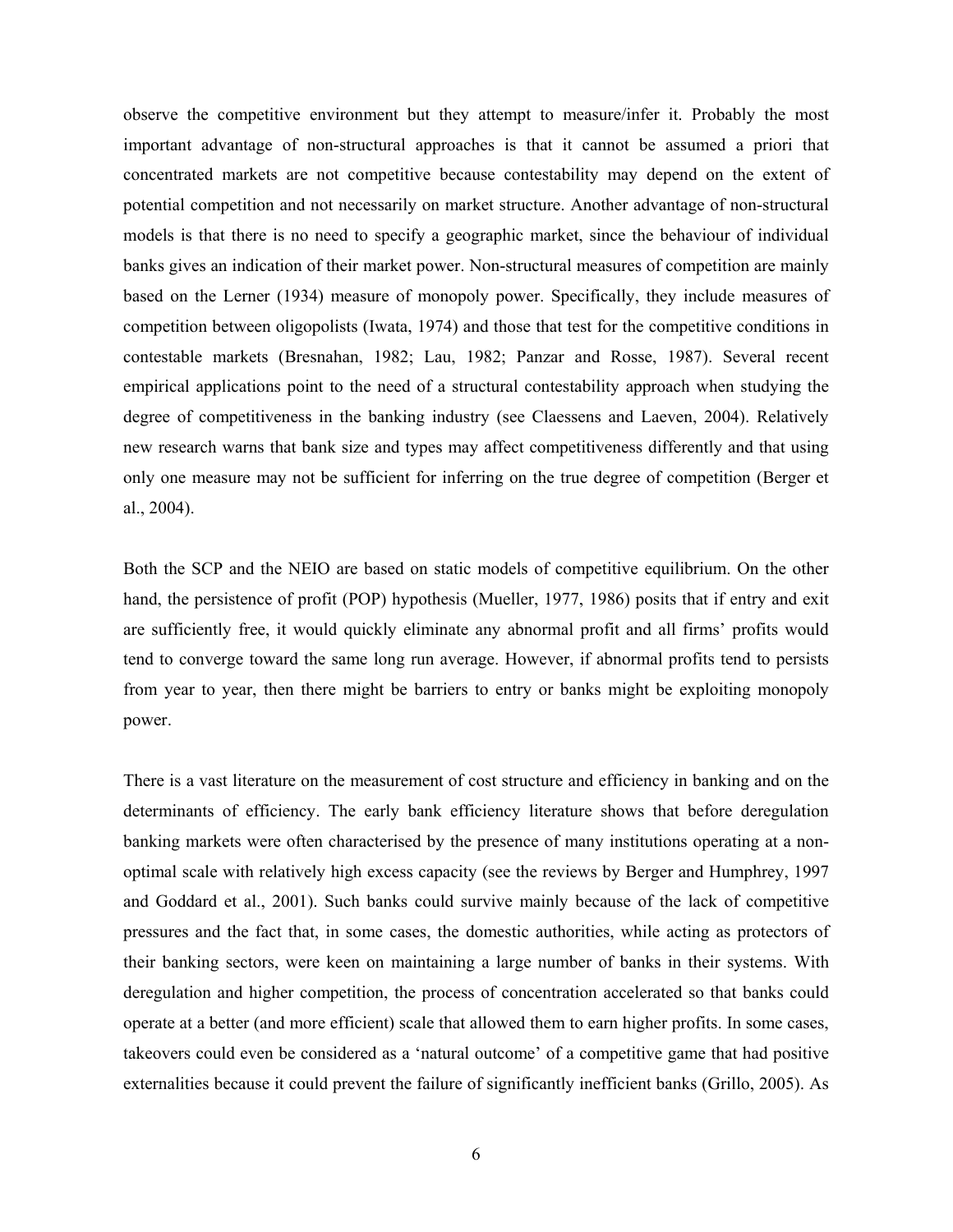observe the competitive environment but they attempt to measure/infer it. Probably the most important advantage of non-structural approaches is that it cannot be assumed a priori that concentrated markets are not competitive because contestability may depend on the extent of potential competition and not necessarily on market structure. Another advantage of non-structural models is that there is no need to specify a geographic market, since the behaviour of individual banks gives an indication of their market power. Non-structural measures of competition are mainly based on the Lerner (1934) measure of monopoly power. Specifically, they include measures of competition between oligopolists (Iwata, 1974) and those that test for the competitive conditions in contestable markets (Bresnahan, 1982; Lau, 1982; Panzar and Rosse, 1987). Several recent empirical applications point to the need of a structural contestability approach when studying the degree of competitiveness in the banking industry (see Claessens and Laeven, 2004). Relatively new research warns that bank size and types may affect competitiveness differently and that using only one measure may not be sufficient for inferring on the true degree of competition (Berger et al., 2004).

Both the SCP and the NEIO are based on static models of competitive equilibrium. On the other hand, the persistence of profit (POP) hypothesis (Mueller, 1977, 1986) posits that if entry and exit are sufficiently free, it would quickly eliminate any abnormal profit and all firms' profits would tend to converge toward the same long run average. However, if abnormal profits tend to persists from year to year, then there might be barriers to entry or banks might be exploiting monopoly power.

There is a vast literature on the measurement of cost structure and efficiency in banking and on the determinants of efficiency. The early bank efficiency literature shows that before deregulation banking markets were often characterised by the presence of many institutions operating at a non-optimal scale with relatively high excess capacity (see the reviews by Berger and Humphrey, 1997 and Goddard et al., 2001). Such banks could survive mainly because of the lack of competitive pressures and the fact that, in some cases, the domestic authorities, while acting as protectors of their banking sectors, were keen on maintaining a large number of banks in their systems. With deregulation and higher competition, the process of concentration accelerated so that banks could operate at a better (and more efficient) scale that allowed them to earn higher profits. In some cases, takeovers could even be considered as a 'natural outcome' of a competitive game that had positive externalities because it could prevent the failure of significantly inefficient banks (Grillo, 2005). As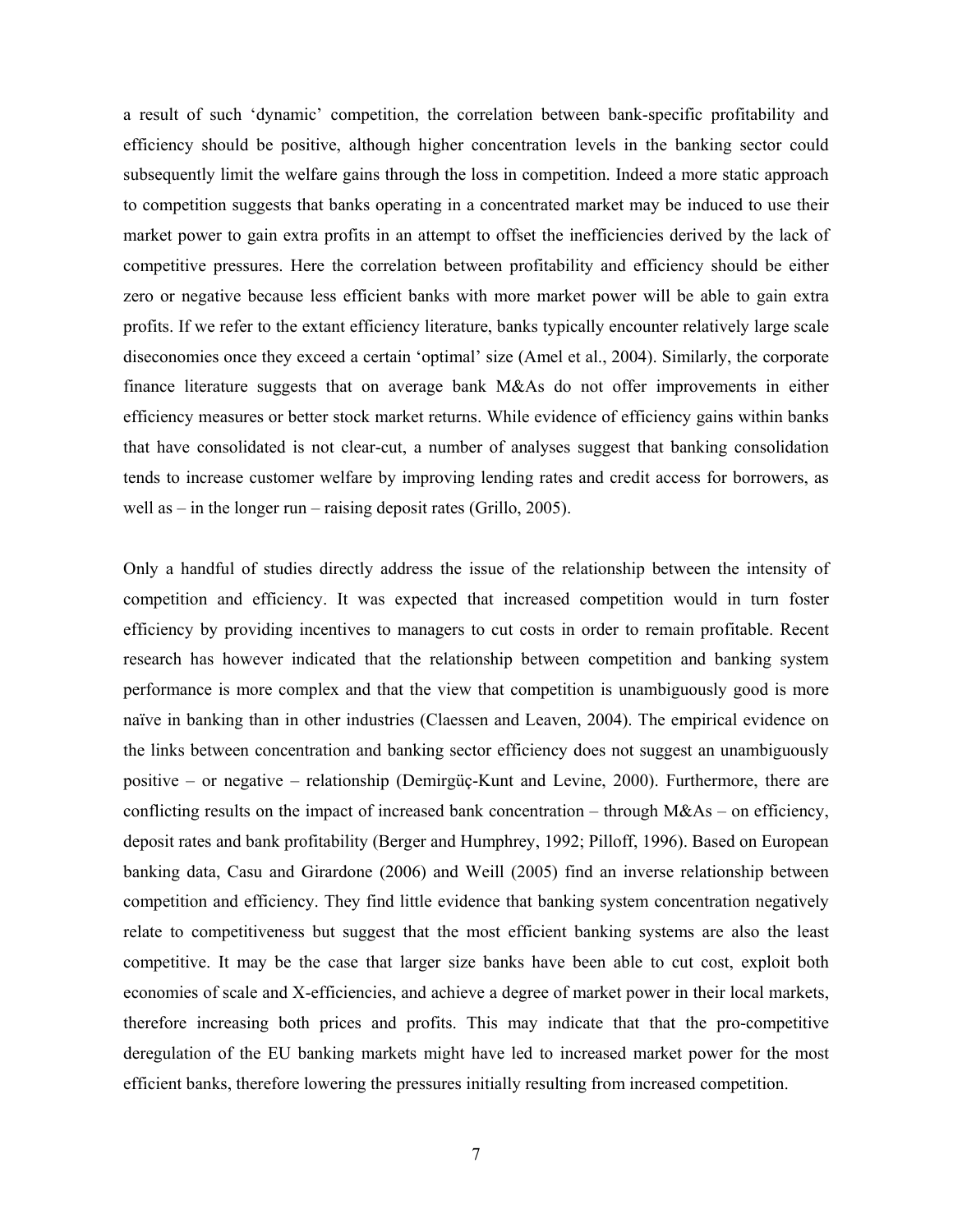a result of such 'dynamic' competition, the correlation between bank-specific profitability and efficiency should be positive, although higher concentration levels in the banking sector could subsequently limit the welfare gains through the loss in competition. Indeed a more static approach to competition suggests that banks operating in a concentrated market may be induced to use their market power to gain extra profits in an attempt to offset the inefficiencies derived by the lack of competitive pressures. Here the correlation between profitability and efficiency should be either zero or negative because less efficient banks with more market power will be able to gain extra profits. If we refer to the extant efficiency literature, banks typically encounter relatively large scale diseconomies once they exceed a certain 'optimal' size (Amel et al., 2004). Similarly, the corporate finance literature suggests that on average bank M&As do not offer improvements in either efficiency measures or better stock market returns. While evidence of efficiency gains within banks that have consolidated is not clear-cut, a number of analyses suggest that banking consolidation tends to increase customer welfare by improving lending rates and credit access for borrowers, as well as – in the longer run – raising deposit rates (Grillo, 2005).

Only a handful of studies directly address the issue of the relationship between the intensity of competition and efficiency. It was expected that increased competition would in turn foster efficiency by providing incentives to managers to cut costs in order to remain profitable. Recent research has however indicated that the relationship between competition and banking system performance is more complex and that the view that competition is unambiguously good is more naïve in banking than in other industries (Claessen and Leaven, 2004). The empirical evidence on the links between concentration and banking sector efficiency does not suggest an unambiguously positive – or negative – relationship (Demirgüç-Kunt and Levine, 2000). Furthermore, there are conflicting results on the impact of increased bank concentration – through M&As – on efficiency, deposit rates and bank profitability (Berger and Humphrey, 1992; Pilloff, 1996). Based on European banking data, Casu and Girardone (2006) and Weill (2005) find an inverse relationship between competition and efficiency. They find little evidence that banking system concentration negatively relate to competitiveness but suggest that the most efficient banking systems are also the least competitive. It may be the case that larger size banks have been able to cut cost, exploit both economies of scale and X-efficiencies, and achieve a degree of market power in their local markets, therefore increasing both prices and profits. This may indicate that that the pro-competitive deregulation of the EU banking markets might have led to increased market power for the most efficient banks, therefore lowering the pressures initially resulting from increased competition.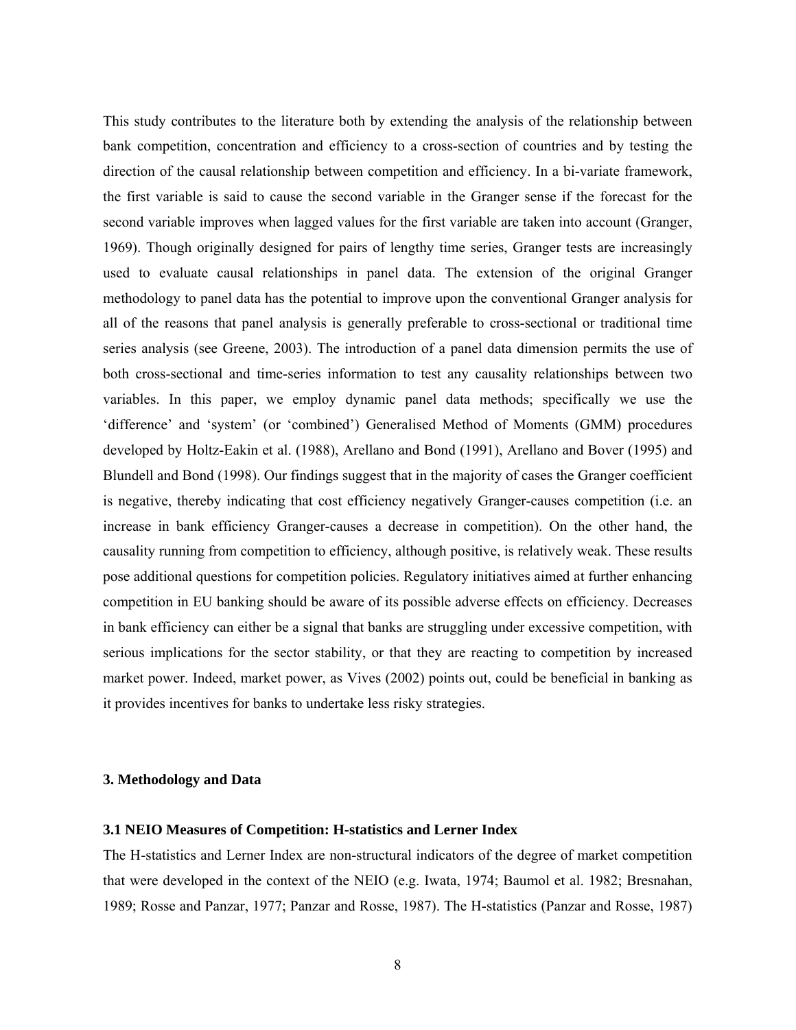This study contributes to the literature both by extending the analysis of the relationship between bank competition, concentration and efficiency to a cross-section of countries and by testing the direction of the causal relationship between competition and efficiency. In a bi-variate framework, the first variable is said to cause the second variable in the Granger sense if the forecast for the second variable improves when lagged values for the first variable are taken into account (Granger, 1969). Though originally designed for pairs of lengthy time series, Granger tests are increasingly used to evaluate causal relationships in panel data. The extension of the original Granger methodology to panel data has the potential to improve upon the conventional Granger analysis for all of the reasons that panel analysis is generally preferable to cross-sectional or traditional time series analysis (see Greene, 2003). The introduction of a panel data dimension permits the use of both cross-sectional and time-series information to test any causality relationships between two variables. In this paper, we employ dynamic panel data methods; specifically we use the 'difference' and 'system' (or 'combined') Generalised Method of Moments (GMM) procedures developed by Holtz-Eakin et al. (1988), Arellano and Bond (1991), Arellano and Bover (1995) and Blundell and Bond (1998). Our findings suggest that in the majority of cases the Granger coefficient is negative, thereby indicating that cost efficiency negatively Granger-causes competition (i.e. an increase in bank efficiency Granger-causes a decrease in competition). On the other hand, the causality running from competition to efficiency, although positive, is relatively weak. These results pose additional questions for competition policies. Regulatory initiatives aimed at further enhancing competition in EU banking should be aware of its possible adverse effects on efficiency. Decreases in bank efficiency can either be a signal that banks are struggling under excessive competition, with serious implications for the sector stability, or that they are reacting to competition by increased market power. Indeed, market power, as Vives (2002) points out, could be beneficial in banking as it provides incentives for banks to undertake less risky strategies.

## 3. Methodology and Data

### 3.1 NEIO Measures of Competition: H-statistics and Lerner Index

The H-statistics and Lerner Index are non-structural indicators of the degree of market competition that were developed in the context of the NEIO (e.g. Iwata, 1974; Baumol et al. 1982; Bresnahan, 1989; Rosse and Panzar, 1977; Panzar and Rosse, 1987). The H-statistics (Panzar and Rosse, 1987)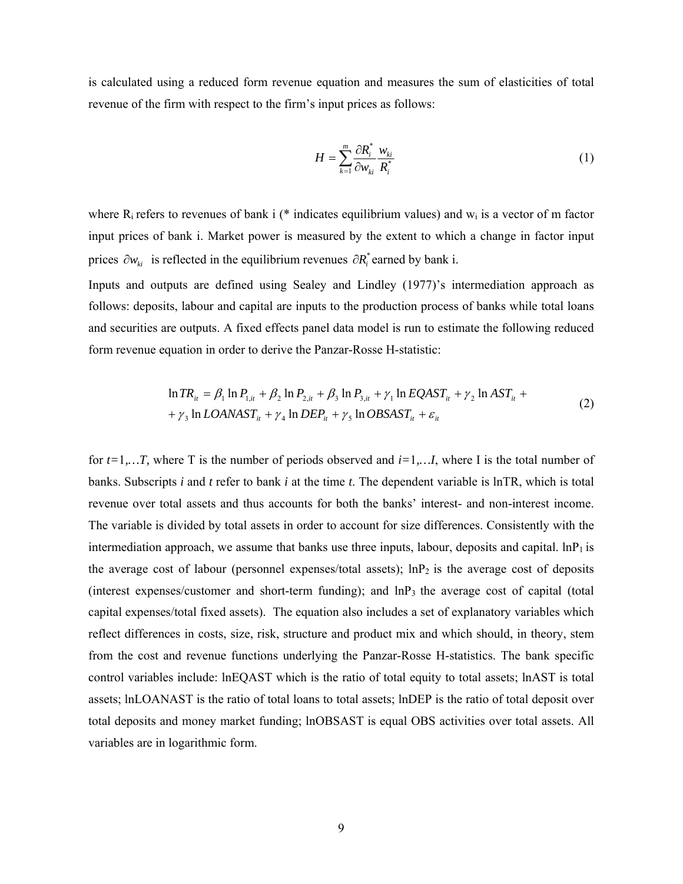is calculated using a reduced form revenue equation and measures the sum of elasticities of total revenue of the firm with respect to the firm's input prices as follows:

$$H = \sum_{k=1}^{m} \frac{\partial R_i^*}{\partial w_{ki}} \frac{w_{ki}}{R_i^*} \tag{1}$$

where $R_i$ refers to revenues of bank i (* indicates equilibrium values) and $w_i$ is a vector of m factor input prices of bank i. Market power is measured by the extent to which a change in factor input prices $\partial w_{ki}$ is reflected in the equilibrium revenues $\partial R_i^*$ earned by bank i.

Inputs and outputs are defined using Sealey and Lindley (1977)'s intermediation approach as follows: deposits, labour and capital are inputs to the production process of banks while total loans and securities are outputs. A fixed effects panel data model is run to estimate the following reduced form revenue equation in order to derive the Panzar-Rosse H-statistic:

$$\begin{aligned} \ln TR_{it} &= \beta_1 \ln P_{1,it} + \beta_2 \ln P_{2,it} + \beta_3 \ln P_{3,it} + \gamma_1 \ln EQAST_{it} + \gamma_2 \ln AST_{it} + \\ &+ \gamma_3 \ln LOANAST_{it} + \gamma_4 \ln DEP_{it} + \gamma_5 \ln OBSAST_{it} + \varepsilon_{it} \end{aligned} \tag{2}$$

for $t=1,\ldots T$, where T is the number of periods observed and $i=1,\ldots I$, where I is the total number of banks. Subscripts *i* and *t* refer to bank *i* at the time *t*. The dependent variable is lnTR, which is total revenue over total assets and thus accounts for both the banks' interest- and non-interest income. The variable is divided by total assets in order to account for size differences. Consistently with the intermediation approach, we assume that banks use three inputs, labour, deposits and capital. $\ln P_1$ is the average cost of labour (personnel expenses/total assets); $\ln P_2$ is the average cost of deposits (interest expenses/customer and short-term funding); and $\ln P_3$ the average cost of capital (total capital expenses/total fixed assets). The equation also includes a set of explanatory variables which reflect differences in costs, size, risk, structure and product mix and which should, in theory, stem from the cost and revenue functions underlying the Panzar-Rosse H-statistics. The bank specific control variables include: lnEQAST which is the ratio of total equity to total assets; lnAST is total assets; lnLOANAST is the ratio of total loans to total assets; lnDEP is the ratio of total deposit over total deposits and money market funding; lnOBSAST is equal OBS activities over total assets. All variables are in logarithmic form.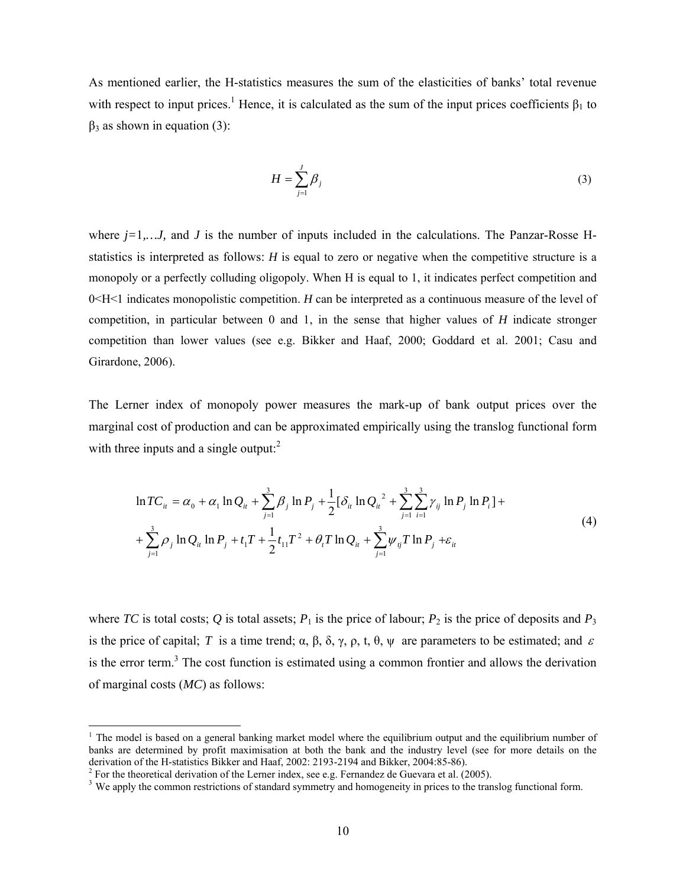As mentioned earlier, the H-statistics measures the sum of the elasticities of banks' total revenue with respect to input prices.[1] Hence, it is calculated as the sum of the input prices coefficients $\beta_1$ to $\beta_3$ as shown in equation (3):

$$H = \sum_{j=1}^{J} \beta_j \tag{3}$$

where $j$=1,…$J$, and $J$ is the number of inputs included in the calculations. The Panzar-Rosse H-statistics is interpreted as follows: $H$ is equal to zero or negative when the competitive structure is a monopoly or a perfectly colluding oligopoly. When H is equal to 1, it indicates perfect competition and $0<H<1$ indicates monopolistic competition. $H$ can be interpreted as a continuous measure of the level of competition, in particular between 0 and 1, in the sense that higher values of $H$ indicate stronger competition than lower values (see e.g. Bikker and Haaf, 2000; Goddard et al. 2001; Casu and Girardone, 2006).

The Lerner index of monopoly power measures the mark-up of bank output prices over the marginal cost of production and can be approximated empirically using the translog functional form with three inputs and a single output:[2]

$$\begin{aligned} \ln TC_{it} = {} & \alpha_0 + \alpha_1 \ln Q_{it} + \sum_{j=1}^{3} \beta_j \ln P_j + \frac{1}{2}[\delta_{it} \ln Q_{it}{}^2 + \sum_{j=1}^{3}\sum_{i=1}^{3} \gamma_{ij} \ln P_j \ln P_i] + \\ & + \sum_{j=1}^{3} \rho_j \ln Q_{it} \ln P_j + t_1 T + \frac{1}{2} t_{11} T^2 + \theta_t T \ln Q_{it} + \sum_{j=1}^{3} \psi_{tj} T \ln P_j + \varepsilon_{it} \end{aligned} \tag{4}$$

where $TC$ is total costs; $Q$ is total assets; $P_1$ is the price of labour; $P_2$ is the price of deposits and $P_3$ is the price of capital; $T$ is a time trend; $\alpha$, $\beta$, $\delta$, $\gamma$, $\rho$, t, $\theta$, $\psi$ are parameters to be estimated; and $\varepsilon$ is the error term.[3] The cost function is estimated using a common frontier and allows the derivation of marginal costs ($MC$) as follows:

---

[1] The model is based on a general banking market model where the equilibrium output and the equilibrium number of banks are determined by profit maximisation at both the bank and the industry level (see for more details on the derivation of the H-statistics Bikker and Haaf, 2002: 2193-2194 and Bikker, 2004:85-86).

[2] For the theoretical derivation of the Lerner index, see e.g. Fernandez de Guevara et al. (2005).

[3] We apply the common restrictions of standard symmetry and homogeneity in prices to the translog functional form.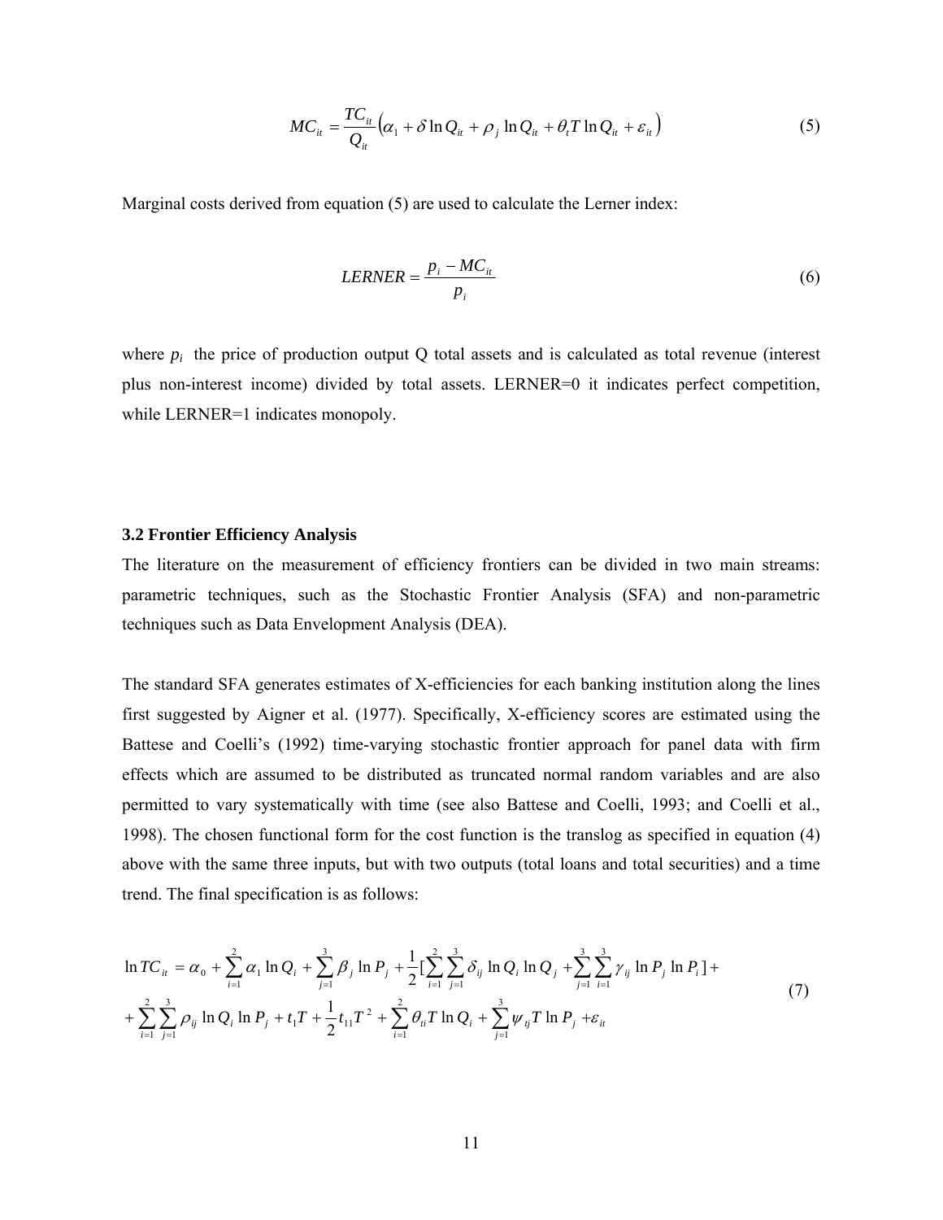$$MC_{it} = \frac{TC_{it}}{Q_{it}}\left(\alpha_1 + \delta \ln Q_{it} + \rho_j \ln Q_{it} + \theta_t T \ln Q_{it} + \varepsilon_{it}\right) \tag{5}$$

Marginal costs derived from equation (5) are used to calculate the Lerner index:

$$LERNER = \frac{p_i - MC_{it}}{p_i} \tag{6}$$

where $p_i$ the price of production output Q total assets and is calculated as total revenue (interest plus non-interest income) divided by total assets. LERNER=0 it indicates perfect competition, while LERNER=1 indicates monopoly.

### 3.2 Frontier Efficiency Analysis

The literature on the measurement of efficiency frontiers can be divided in two main streams: parametric techniques, such as the Stochastic Frontier Analysis (SFA) and non-parametric techniques such as Data Envelopment Analysis (DEA).

The standard SFA generates estimates of X-efficiencies for each banking institution along the lines first suggested by Aigner et al. (1977). Specifically, X-efficiency scores are estimated using the Battese and Coelli's (1992) time-varying stochastic frontier approach for panel data with firm effects which are assumed to be distributed as truncated normal random variables and are also permitted to vary systematically with time (see also Battese and Coelli, 1993; and Coelli et al., 1998). The chosen functional form for the cost function is the translog as specified in equation (4) above with the same three inputs, but with two outputs (total loans and total securities) and a time trend. The final specification is as follows:

$$\begin{aligned}
\ln TC_{it} &= \alpha_0 + \sum_{i=1}^{2} \alpha_1 \ln Q_i + \sum_{j=1}^{3} \beta_j \ln P_j + \frac{1}{2}\left[\sum_{i=1}^{2}\sum_{j=1}^{3} \delta_{ij} \ln Q_i \ln Q_j + \sum_{j=1}^{3}\sum_{i=1}^{3} \gamma_{ij} \ln P_j \ln P_i\right] + \\
&+ \sum_{i=1}^{2}\sum_{j=1}^{3} \rho_{ij} \ln Q_i \ln P_j + t_1 T + \frac{1}{2} t_{11} T^2 + \sum_{i=1}^{2} \theta_{ti} T \ln Q_i + \sum_{j=1}^{3} \psi_{tj} T \ln P_j + \varepsilon_{it}
\end{aligned} \tag{7}$$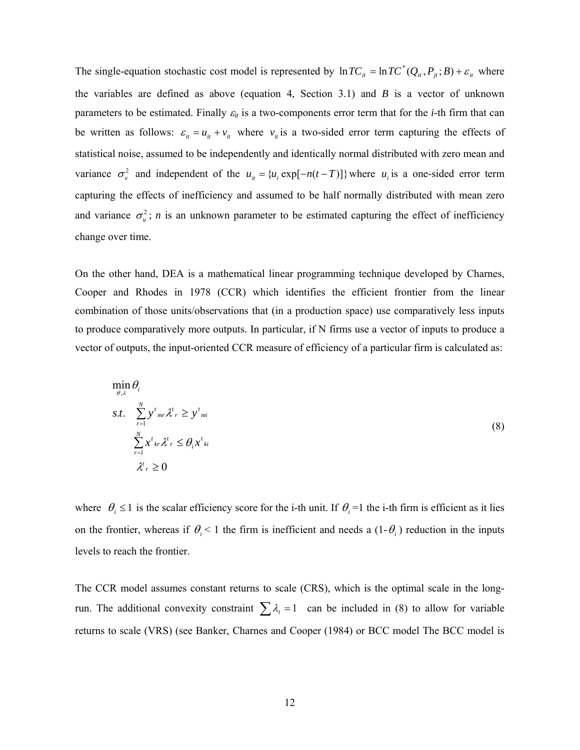The single-equation stochastic cost model is represented by $\ln TC_{it} = \ln TC^*(Q_{it}, P_{jt}; B) + \varepsilon_{it}$ where the variables are defined as above (equation 4, Section 3.1) and $B$ is a vector of unknown parameters to be estimated. Finally $\varepsilon_{it}$ is a two-components error term that for the *i*-th firm that can be written as follows: $\varepsilon_{it} = u_{it} + v_{it}$ where $v_{it}$ is a two-sided error term capturing the effects of statistical noise, assumed to be independently and identically normal distributed with zero mean and variance $\sigma_v^2$ and independent of the $u_{it} = \{u_i \exp[-n(t-T)]\}$ where $u_i$ is a one-sided error term capturing the effects of inefficiency and assumed to be half normally distributed with mean zero and variance $\sigma_u^2$; *n* is an unknown parameter to be estimated capturing the effect of inefficiency change over time.

On the other hand, DEA is a mathematical linear programming technique developed by Charnes, Cooper and Rhodes in 1978 (CCR) which identifies the efficient frontier from the linear combination of those units/observations that (in a production space) use comparatively less inputs to produce comparatively more outputs. In particular, if N firms use a vector of inputs to produce a vector of outputs, the input-oriented CCR measure of efficiency of a particular firm is calculated as:

$$
\begin{aligned}
& \min_{\theta,\lambda} \theta_i \\
& s.t. \quad \sum_{r=1}^{N} y^t{}_{mr} \lambda^t{}_r \geq y^t{}_{mi} \\
& \qquad \sum_{r=1}^{N} x^t{}_{kr} \lambda^t{}_r \leq \theta_i x^t{}_{ki} \\
& \qquad \lambda^t{}_r \geq 0
\end{aligned}
\tag{8}
$$

where $\theta_i \leq 1$ is the scalar efficiency score for the i-th unit. If $\theta_i = 1$ the i-th firm is efficient as it lies on the frontier, whereas if $\theta_i < 1$ the firm is inefficient and needs a $(1-\theta_i)$ reduction in the inputs levels to reach the frontier.

The CCR model assumes constant returns to scale (CRS), which is the optimal scale in the long-run. The additional convexity constraint $\sum \lambda_i = 1$ can be included in (8) to allow for variable returns to scale (VRS) (see Banker, Charnes and Cooper (1984) or BCC model The BCC model is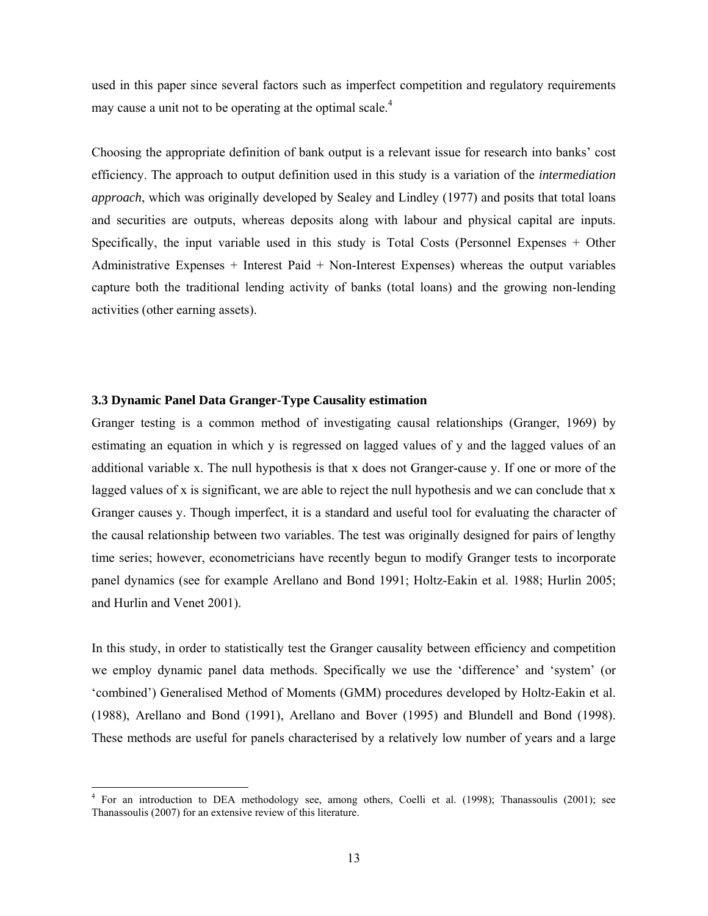used in this paper since several factors such as imperfect competition and regulatory requirements may cause a unit not to be operating at the optimal scale.[4]

Choosing the appropriate definition of bank output is a relevant issue for research into banks' cost efficiency. The approach to output definition used in this study is a variation of the *intermediation approach*, which was originally developed by Sealey and Lindley (1977) and posits that total loans and securities are outputs, whereas deposits along with labour and physical capital are inputs. Specifically, the input variable used in this study is Total Costs (Personnel Expenses + Other Administrative Expenses + Interest Paid + Non-Interest Expenses) whereas the output variables capture both the traditional lending activity of banks (total loans) and the growing non-lending activities (other earning assets).

### 3.3 Dynamic Panel Data Granger-Type Causality estimation

Granger testing is a common method of investigating causal relationships (Granger, 1969) by estimating an equation in which y is regressed on lagged values of y and the lagged values of an additional variable x. The null hypothesis is that x does not Granger-cause y. If one or more of the lagged values of x is significant, we are able to reject the null hypothesis and we can conclude that x Granger causes y. Though imperfect, it is a standard and useful tool for evaluating the character of the causal relationship between two variables. The test was originally designed for pairs of lengthy time series; however, econometricians have recently begun to modify Granger tests to incorporate panel dynamics (see for example Arellano and Bond 1991; Holtz-Eakin et al. 1988; Hurlin 2005; and Hurlin and Venet 2001).

In this study, in order to statistically test the Granger causality between efficiency and competition we employ dynamic panel data methods. Specifically we use the 'difference' and 'system' (or 'combined') Generalised Method of Moments (GMM) procedures developed by Holtz-Eakin et al. (1988), Arellano and Bond (1991), Arellano and Bover (1995) and Blundell and Bond (1998). These methods are useful for panels characterised by a relatively low number of years and a large

[4] For an introduction to DEA methodology see, among others, Coelli et al. (1998); Thanassoulis (2001); see Thanassoulis (2007) for an extensive review of this literature.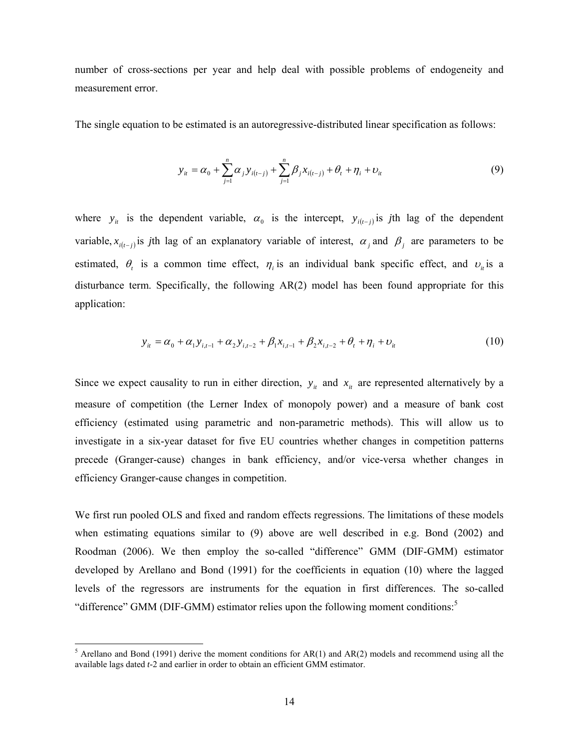number of cross-sections per year and help deal with possible problems of endogeneity and measurement error.

The single equation to be estimated is an autoregressive-distributed linear specification as follows:

$$y_{it} = \alpha_0 + \sum_{j=1}^{n} \alpha_j y_{i(t-j)} + \sum_{j=1}^{n} \beta_j x_{i(t-j)} + \theta_t + \eta_i + \upsilon_{it} \tag{9}$$

where $y_{it}$ is the dependent variable, $\alpha_0$ is the intercept, $y_{i(t-j)}$ is *j*th lag of the dependent variable, $x_{i(t-j)}$ is *j*th lag of an explanatory variable of interest, $\alpha_j$ and $\beta_j$ are parameters to be estimated, $\theta_t$ is a common time effect, $\eta_i$ is an individual bank specific effect, and $\upsilon_{it}$ is a disturbance term. Specifically, the following AR(2) model has been found appropriate for this application:

$$y_{it} = \alpha_0 + \alpha_1 y_{i,t-1} + \alpha_2 y_{i,t-2} + \beta_1 x_{i,t-1} + \beta_2 x_{i,t-2} + \theta_t + \eta_i + \upsilon_{it} \tag{10}$$

Since we expect causality to run in either direction, $y_{it}$ and $x_{it}$ are represented alternatively by a measure of competition (the Lerner Index of monopoly power) and a measure of bank cost efficiency (estimated using parametric and non-parametric methods). This will allow us to investigate in a six-year dataset for five EU countries whether changes in competition patterns precede (Granger-cause) changes in bank efficiency, and/or vice-versa whether changes in efficiency Granger-cause changes in competition.

We first run pooled OLS and fixed and random effects regressions. The limitations of these models when estimating equations similar to (9) above are well described in e.g. Bond (2002) and Roodman (2006). We then employ the so-called "difference" GMM (DIF-GMM) estimator developed by Arellano and Bond (1991) for the coefficients in equation (10) where the lagged levels of the regressors are instruments for the equation in first differences. The so-called "difference" GMM (DIF-GMM) estimator relies upon the following moment conditions:[5]

[5] Arellano and Bond (1991) derive the moment conditions for AR(1) and AR(2) models and recommend using all the available lags dated *t*-2 and earlier in order to obtain an efficient GMM estimator.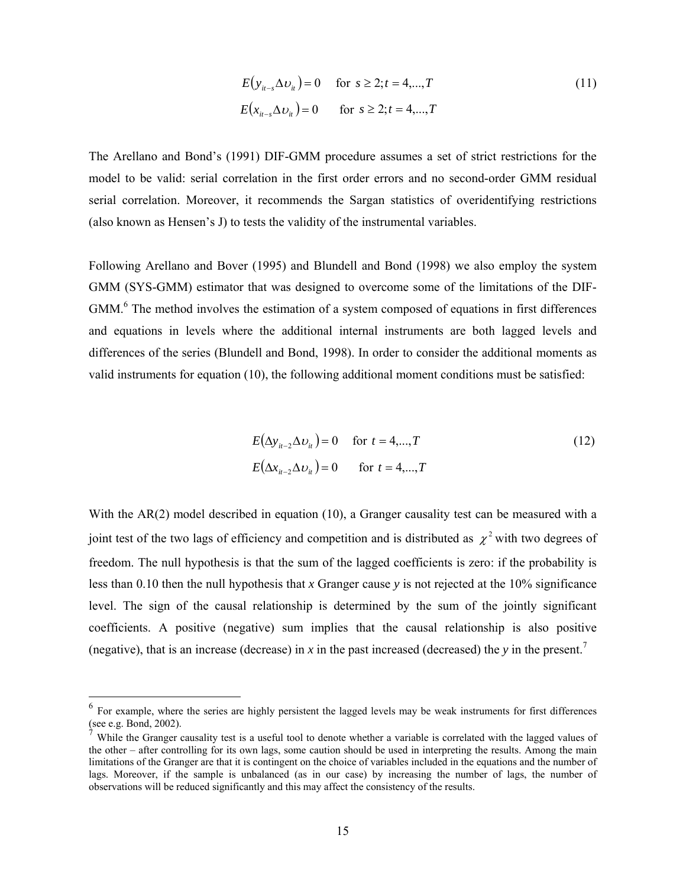$$E\left(y_{it-s}\Delta\upsilon_{it}\right)=0 \quad \text{for } s\geq 2; t=4,...,T \tag{11}$$
$$E\left(x_{it-s}\Delta\upsilon_{it}\right)=0 \quad \text{for } s\geq 2; t=4,...,T$$

The Arellano and Bond's (1991) DIF-GMM procedure assumes a set of strict restrictions for the model to be valid: serial correlation in the first order errors and no second-order GMM residual serial correlation. Moreover, it recommends the Sargan statistics of overidentifying restrictions (also known as Hensen's J) to tests the validity of the instrumental variables.

Following Arellano and Bover (1995) and Blundell and Bond (1998) we also employ the system GMM (SYS-GMM) estimator that was designed to overcome some of the limitations of the DIF-GMM.[6] The method involves the estimation of a system composed of equations in first differences and equations in levels where the additional internal instruments are both lagged levels and differences of the series (Blundell and Bond, 1998). In order to consider the additional moments as valid instruments for equation (10), the following additional moment conditions must be satisfied:

$$E\left(\Delta y_{it-2}\Delta\upsilon_{it}\right)=0 \quad \text{for } t=4,...,T \tag{12}$$
$$E\left(\Delta x_{it-2}\Delta\upsilon_{it}\right)=0 \quad \text{for } t=4,...,T$$

With the AR(2) model described in equation (10), a Granger causality test can be measured with a joint test of the two lags of efficiency and competition and is distributed as $\chi^2$ with two degrees of freedom. The null hypothesis is that the sum of the lagged coefficients is zero: if the probability is less than 0.10 then the null hypothesis that *x* Granger cause *y* is not rejected at the 10% significance level. The sign of the causal relationship is determined by the sum of the jointly significant coefficients. A positive (negative) sum implies that the causal relationship is also positive (negative), that is an increase (decrease) in *x* in the past increased (decreased) the *y* in the present.[7]

---

[6] For example, where the series are highly persistent the lagged levels may be weak instruments for first differences (see e.g. Bond, 2002).

[7] While the Granger causality test is a useful tool to denote whether a variable is correlated with the lagged values of the other – after controlling for its own lags, some caution should be used in interpreting the results. Among the main limitations of the Granger are that it is contingent on the choice of variables included in the equations and the number of lags. Moreover, if the sample is unbalanced (as in our case) by increasing the number of lags, the number of observations will be reduced significantly and this may affect the consistency of the results.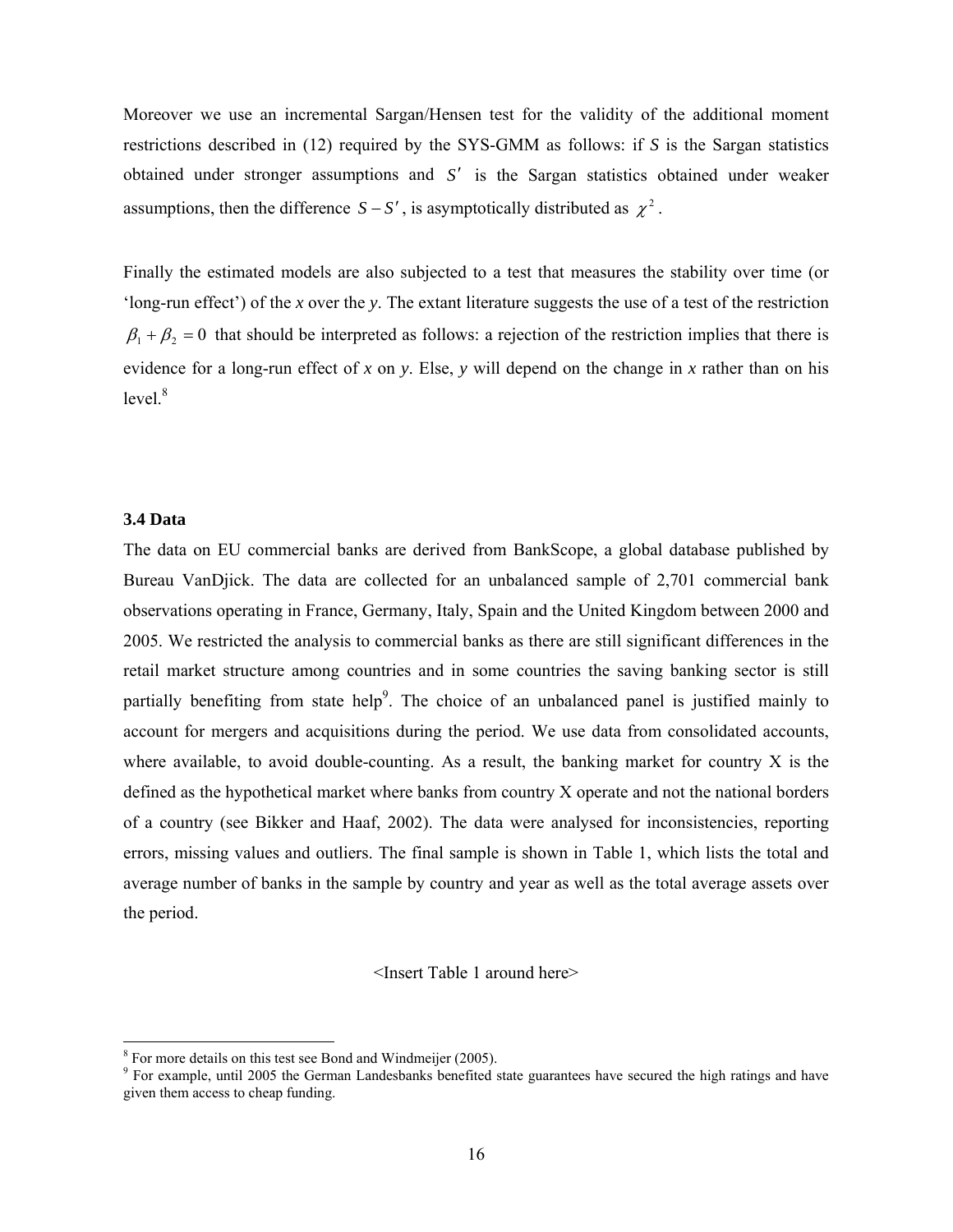Moreover we use an incremental Sargan/Hensen test for the validity of the additional moment restrictions described in (12) required by the SYS-GMM as follows: if $S$ is the Sargan statistics obtained under stronger assumptions and $S'$ is the Sargan statistics obtained under weaker assumptions, then the difference $S - S'$, is asymptotically distributed as $\chi^2$.

Finally the estimated models are also subjected to a test that measures the stability over time (or 'long-run effect') of the *x* over the *y*. The extant literature suggests the use of a test of the restriction $\beta_1 + \beta_2 = 0$ that should be interpreted as follows: a rejection of the restriction implies that there is evidence for a long-run effect of *x* on *y*. Else, *y* will depend on the change in *x* rather than on his level.[8]

### 3.4 Data

The data on EU commercial banks are derived from BankScope, a global database published by Bureau VanDjick. The data are collected for an unbalanced sample of 2,701 commercial bank observations operating in France, Germany, Italy, Spain and the United Kingdom between 2000 and 2005. We restricted the analysis to commercial banks as there are still significant differences in the retail market structure among countries and in some countries the saving banking sector is still partially benefiting from state help[9]. The choice of an unbalanced panel is justified mainly to account for mergers and acquisitions during the period. We use data from consolidated accounts, where available, to avoid double-counting. As a result, the banking market for country X is the defined as the hypothetical market where banks from country X operate and not the national borders of a country (see Bikker and Haaf, 2002). The data were analysed for inconsistencies, reporting errors, missing values and outliers. The final sample is shown in Table 1, which lists the total and average number of banks in the sample by country and year as well as the total average assets over the period.

<Insert Table 1 around here>

[8] For more details on this test see Bond and Windmeijer (2005).

[9] For example, until 2005 the German Landesbanks benefited state guarantees have secured the high ratings and have given them access to cheap funding.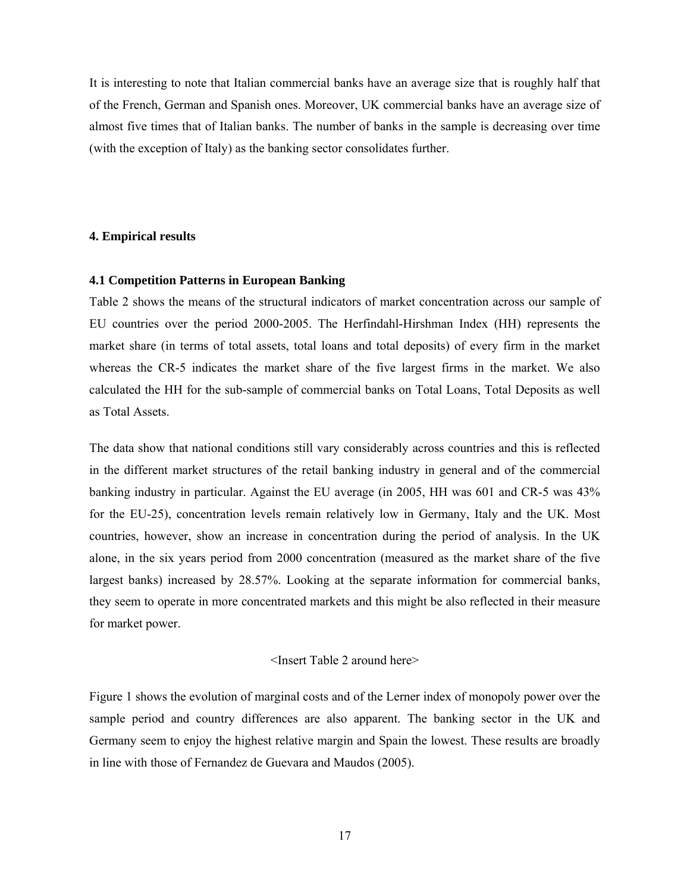It is interesting to note that Italian commercial banks have an average size that is roughly half that of the French, German and Spanish ones. Moreover, UK commercial banks have an average size of almost five times that of Italian banks. The number of banks in the sample is decreasing over time (with the exception of Italy) as the banking sector consolidates further.

## 4. Empirical results

### 4.1 Competition Patterns in European Banking

Table 2 shows the means of the structural indicators of market concentration across our sample of EU countries over the period 2000-2005. The Herfindahl-Hirshman Index (HH) represents the market share (in terms of total assets, total loans and total deposits) of every firm in the market whereas the CR-5 indicates the market share of the five largest firms in the market. We also calculated the HH for the sub-sample of commercial banks on Total Loans, Total Deposits as well as Total Assets.

The data show that national conditions still vary considerably across countries and this is reflected in the different market structures of the retail banking industry in general and of the commercial banking industry in particular. Against the EU average (in 2005, HH was 601 and CR-5 was 43% for the EU-25), concentration levels remain relatively low in Germany, Italy and the UK. Most countries, however, show an increase in concentration during the period of analysis. In the UK alone, in the six years period from 2000 concentration (measured as the market share of the five largest banks) increased by 28.57%. Looking at the separate information for commercial banks, they seem to operate in more concentrated markets and this might be also reflected in their measure for market power.

<Insert Table 2 around here>

Figure 1 shows the evolution of marginal costs and of the Lerner index of monopoly power over the sample period and country differences are also apparent. The banking sector in the UK and Germany seem to enjoy the highest relative margin and Spain the lowest. These results are broadly in line with those of Fernandez de Guevara and Maudos (2005).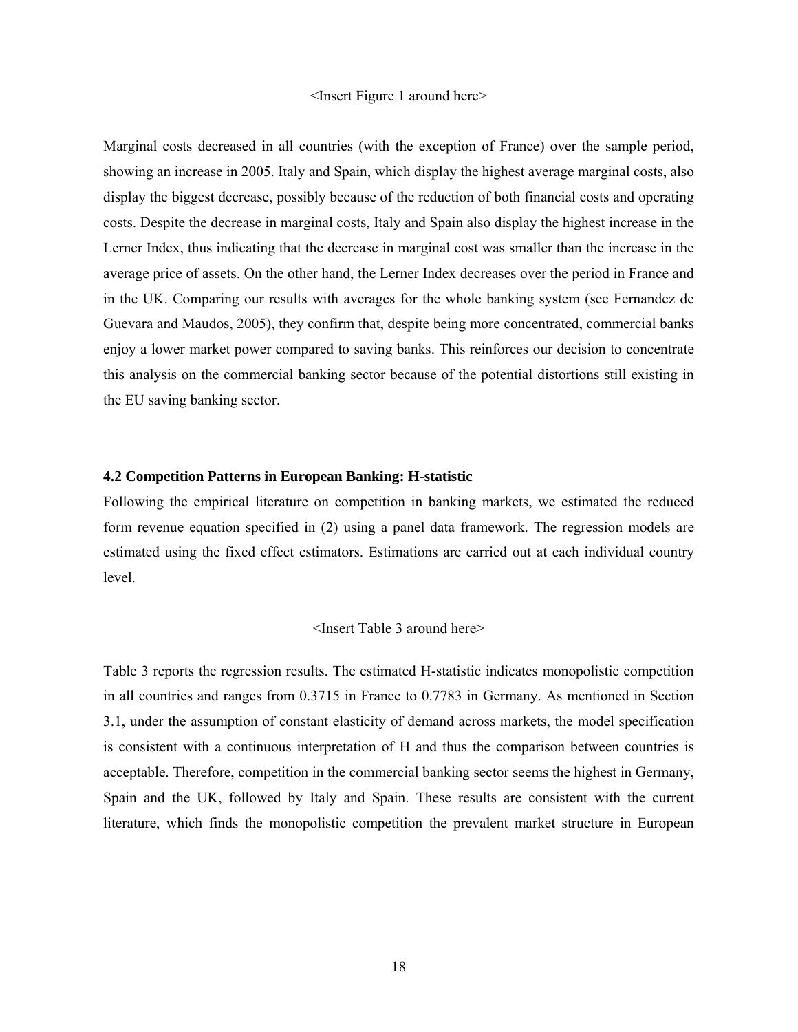<Insert Figure 1 around here>

Marginal costs decreased in all countries (with the exception of France) over the sample period, showing an increase in 2005. Italy and Spain, which display the highest average marginal costs, also display the biggest decrease, possibly because of the reduction of both financial costs and operating costs. Despite the decrease in marginal costs, Italy and Spain also display the highest increase in the Lerner Index, thus indicating that the decrease in marginal cost was smaller than the increase in the average price of assets. On the other hand, the Lerner Index decreases over the period in France and in the UK. Comparing our results with averages for the whole banking system (see Fernandez de Guevara and Maudos, 2005), they confirm that, despite being more concentrated, commercial banks enjoy a lower market power compared to saving banks. This reinforces our decision to concentrate this analysis on the commercial banking sector because of the potential distortions still existing in the EU saving banking sector.

### 4.2 Competition Patterns in European Banking: H-statistic

Following the empirical literature on competition in banking markets, we estimated the reduced form revenue equation specified in (2) using a panel data framework. The regression models are estimated using the fixed effect estimators. Estimations are carried out at each individual country level.

<Insert Table 3 around here>

Table 3 reports the regression results. The estimated H-statistic indicates monopolistic competition in all countries and ranges from 0.3715 in France to 0.7783 in Germany. As mentioned in Section 3.1, under the assumption of constant elasticity of demand across markets, the model specification is consistent with a continuous interpretation of H and thus the comparison between countries is acceptable. Therefore, competition in the commercial banking sector seems the highest in Germany, Spain and the UK, followed by Italy and Spain. These results are consistent with the current literature, which finds the monopolistic competition the prevalent market structure in European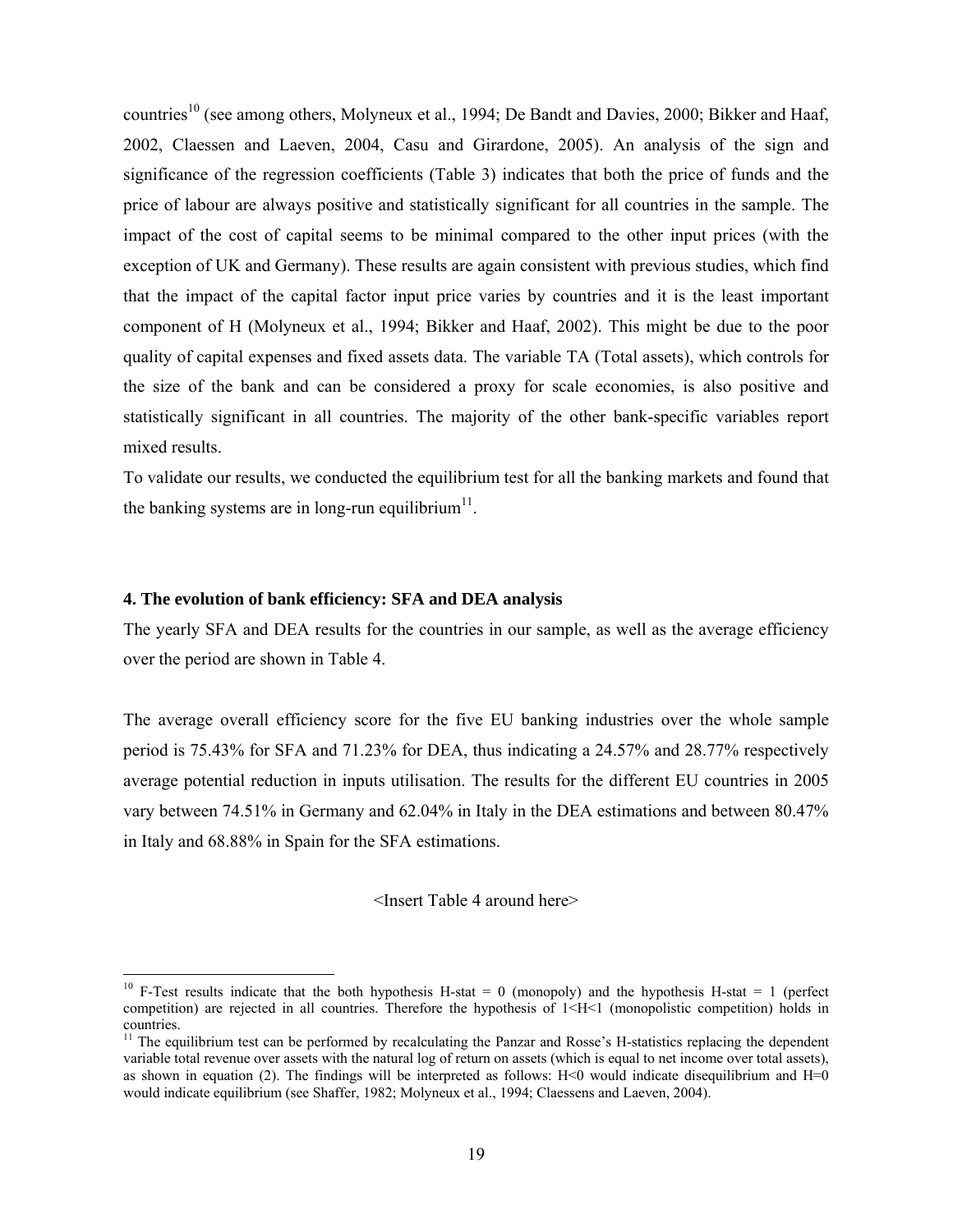countries[10] (see among others, Molyneux et al., 1994; De Bandt and Davies, 2000; Bikker and Haaf, 2002, Claessen and Laeven, 2004, Casu and Girardone, 2005). An analysis of the sign and significance of the regression coefficients (Table 3) indicates that both the price of funds and the price of labour are always positive and statistically significant for all countries in the sample. The impact of the cost of capital seems to be minimal compared to the other input prices (with the exception of UK and Germany). These results are again consistent with previous studies, which find that the impact of the capital factor input price varies by countries and it is the least important component of H (Molyneux et al., 1994; Bikker and Haaf, 2002). This might be due to the poor quality of capital expenses and fixed assets data. The variable TA (Total assets), which controls for the size of the bank and can be considered a proxy for scale economies, is also positive and statistically significant in all countries. The majority of the other bank-specific variables report mixed results.

To validate our results, we conducted the equilibrium test for all the banking markets and found that the banking systems are in long-run equilibrium[11].

### 4. The evolution of bank efficiency: SFA and DEA analysis

The yearly SFA and DEA results for the countries in our sample, as well as the average efficiency over the period are shown in Table 4.

The average overall efficiency score for the five EU banking industries over the whole sample period is 75.43% for SFA and 71.23% for DEA, thus indicating a 24.57% and 28.77% respectively average potential reduction in inputs utilisation. The results for the different EU countries in 2005 vary between 74.51% in Germany and 62.04% in Italy in the DEA estimations and between 80.47% in Italy and 68.88% in Spain for the SFA estimations.

<Insert Table 4 around here>

---

[10] F-Test results indicate that the both hypothesis H-stat = 0 (monopoly) and the hypothesis H-stat = 1 (perfect competition) are rejected in all countries. Therefore the hypothesis of 1<H<1 (monopolistic competition) holds in countries.

[11] The equilibrium test can be performed by recalculating the Panzar and Rosse's H-statistics replacing the dependent variable total revenue over assets with the natural log of return on assets (which is equal to net income over total assets), as shown in equation (2). The findings will be interpreted as follows: H<0 would indicate disequilibrium and H=0 would indicate equilibrium (see Shaffer, 1982; Molyneux et al., 1994; Claessens and Laeven, 2004).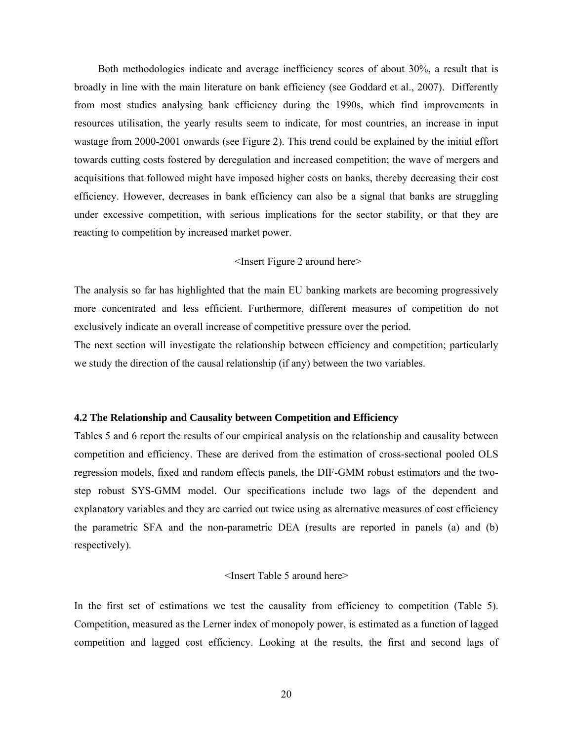Both methodologies indicate and average inefficiency scores of about 30%, a result that is broadly in line with the main literature on bank efficiency (see Goddard et al., 2007). Differently from most studies analysing bank efficiency during the 1990s, which find improvements in resources utilisation, the yearly results seem to indicate, for most countries, an increase in input wastage from 2000-2001 onwards (see Figure 2). This trend could be explained by the initial effort towards cutting costs fostered by deregulation and increased competition; the wave of mergers and acquisitions that followed might have imposed higher costs on banks, thereby decreasing their cost efficiency. However, decreases in bank efficiency can also be a signal that banks are struggling under excessive competition, with serious implications for the sector stability, or that they are reacting to competition by increased market power.

<Insert Figure 2 around here>

The analysis so far has highlighted that the main EU banking markets are becoming progressively more concentrated and less efficient. Furthermore, different measures of competition do not exclusively indicate an overall increase of competitive pressure over the period.

The next section will investigate the relationship between efficiency and competition; particularly we study the direction of the causal relationship (if any) between the two variables.

### 4.2 The Relationship and Causality between Competition and Efficiency

Tables 5 and 6 report the results of our empirical analysis on the relationship and causality between competition and efficiency. These are derived from the estimation of cross-sectional pooled OLS regression models, fixed and random effects panels, the DIF-GMM robust estimators and the two-step robust SYS-GMM model. Our specifications include two lags of the dependent and explanatory variables and they are carried out twice using as alternative measures of cost efficiency the parametric SFA and the non-parametric DEA (results are reported in panels (a) and (b) respectively).

<Insert Table 5 around here>

In the first set of estimations we test the causality from efficiency to competition (Table 5). Competition, measured as the Lerner index of monopoly power, is estimated as a function of lagged competition and lagged cost efficiency. Looking at the results, the first and second lags of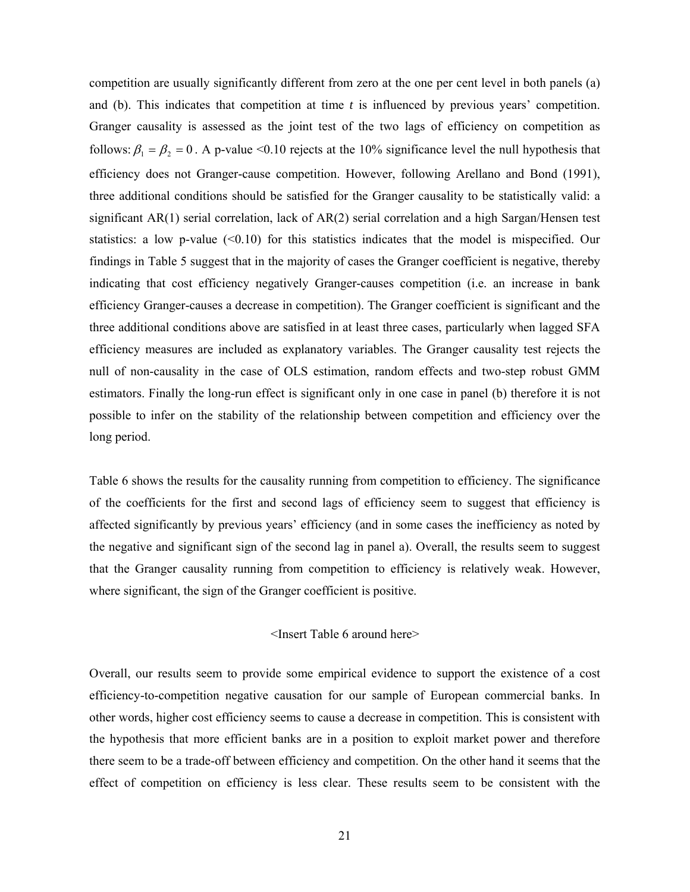competition are usually significantly different from zero at the one per cent level in both panels (a) and (b). This indicates that competition at time *t* is influenced by previous years' competition. Granger causality is assessed as the joint test of the two lags of efficiency on competition as follows: $\beta_1 = \beta_2 = 0$. A p-value <0.10 rejects at the 10% significance level the null hypothesis that efficiency does not Granger-cause competition. However, following Arellano and Bond (1991), three additional conditions should be satisfied for the Granger causality to be statistically valid: a significant AR(1) serial correlation, lack of AR(2) serial correlation and a high Sargan/Hensen test statistics: a low p-value (<0.10) for this statistics indicates that the model is mispecified. Our findings in Table 5 suggest that in the majority of cases the Granger coefficient is negative, thereby indicating that cost efficiency negatively Granger-causes competition (i.e. an increase in bank efficiency Granger-causes a decrease in competition). The Granger coefficient is significant and the three additional conditions above are satisfied in at least three cases, particularly when lagged SFA efficiency measures are included as explanatory variables. The Granger causality test rejects the null of non-causality in the case of OLS estimation, random effects and two-step robust GMM estimators. Finally the long-run effect is significant only in one case in panel (b) therefore it is not possible to infer on the stability of the relationship between competition and efficiency over the long period.

Table 6 shows the results for the causality running from competition to efficiency. The significance of the coefficients for the first and second lags of efficiency seem to suggest that efficiency is affected significantly by previous years' efficiency (and in some cases the inefficiency as noted by the negative and significant sign of the second lag in panel a). Overall, the results seem to suggest that the Granger causality running from competition to efficiency is relatively weak. However, where significant, the sign of the Granger coefficient is positive.

<Insert Table 6 around here>

Overall, our results seem to provide some empirical evidence to support the existence of a cost efficiency-to-competition negative causation for our sample of European commercial banks. In other words, higher cost efficiency seems to cause a decrease in competition. This is consistent with the hypothesis that more efficient banks are in a position to exploit market power and therefore there seem to be a trade-off between efficiency and competition. On the other hand it seems that the effect of competition on efficiency is less clear. These results seem to be consistent with the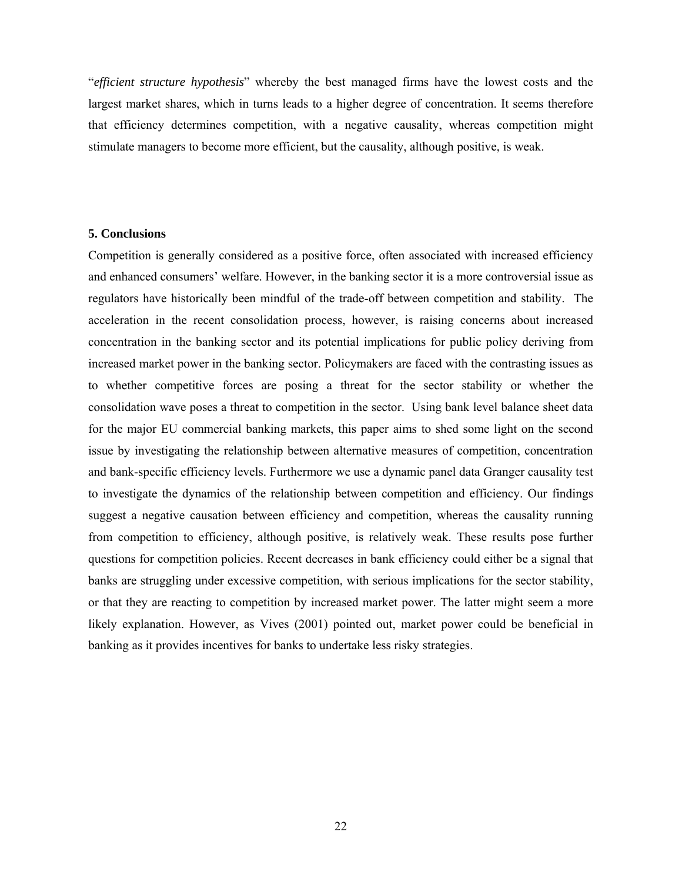"*efficient structure hypothesis*" whereby the best managed firms have the lowest costs and the largest market shares, which in turns leads to a higher degree of concentration. It seems therefore that efficiency determines competition, with a negative causality, whereas competition might stimulate managers to become more efficient, but the causality, although positive, is weak.

## 5. Conclusions

Competition is generally considered as a positive force, often associated with increased efficiency and enhanced consumers' welfare. However, in the banking sector it is a more controversial issue as regulators have historically been mindful of the trade-off between competition and stability. The acceleration in the recent consolidation process, however, is raising concerns about increased concentration in the banking sector and its potential implications for public policy deriving from increased market power in the banking sector. Policymakers are faced with the contrasting issues as to whether competitive forces are posing a threat for the sector stability or whether the consolidation wave poses a threat to competition in the sector. Using bank level balance sheet data for the major EU commercial banking markets, this paper aims to shed some light on the second issue by investigating the relationship between alternative measures of competition, concentration and bank-specific efficiency levels. Furthermore we use a dynamic panel data Granger causality test to investigate the dynamics of the relationship between competition and efficiency. Our findings suggest a negative causation between efficiency and competition, whereas the causality running from competition to efficiency, although positive, is relatively weak. These results pose further questions for competition policies. Recent decreases in bank efficiency could either be a signal that banks are struggling under excessive competition, with serious implications for the sector stability, or that they are reacting to competition by increased market power. The latter might seem a more likely explanation. However, as Vives (2001) pointed out, market power could be beneficial in banking as it provides incentives for banks to undertake less risky strategies.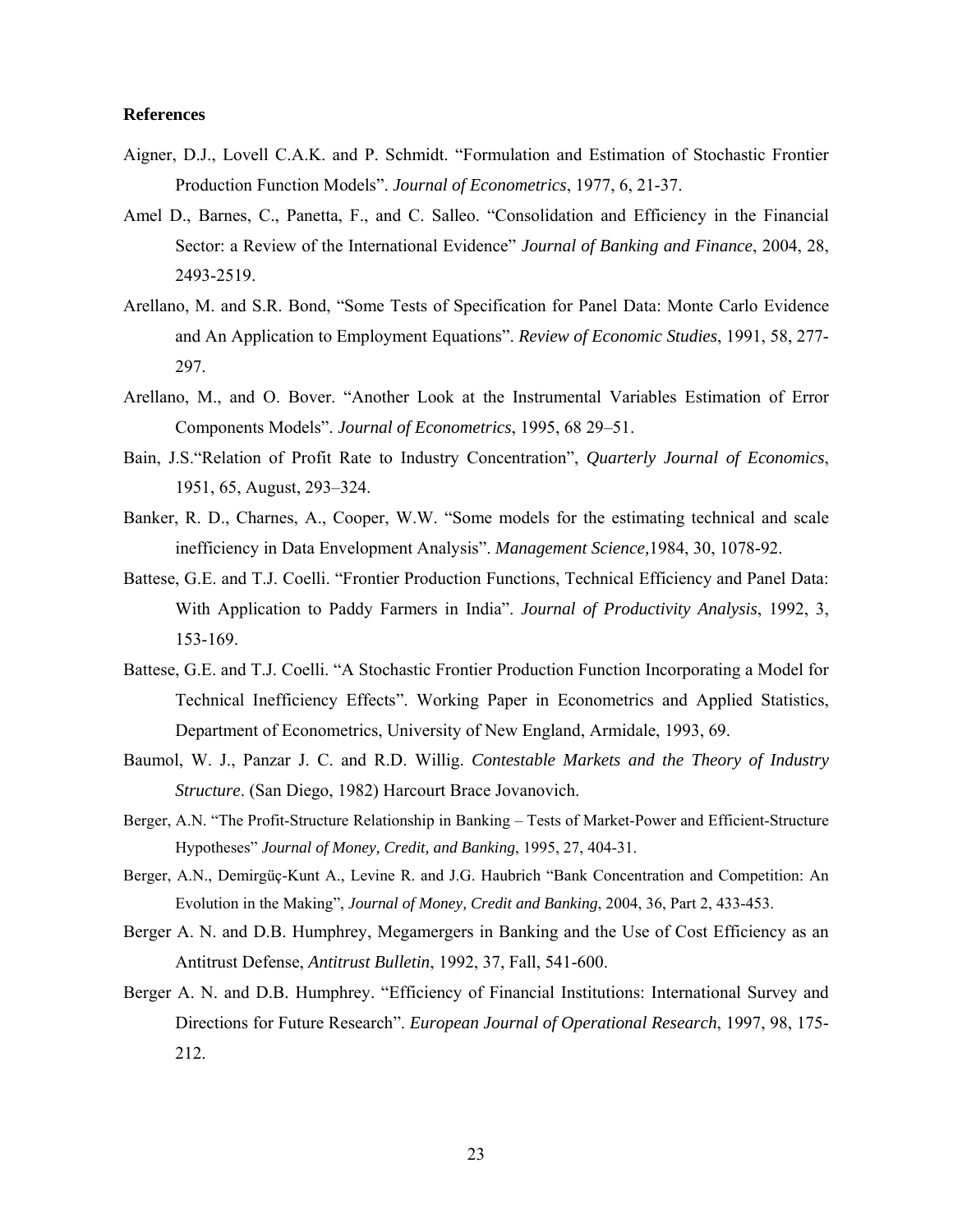**References**

Aigner, D.J., Lovell C.A.K. and P. Schmidt. "Formulation and Estimation of Stochastic Frontier Production Function Models". *Journal of Econometrics*, 1977, 6, 21-37.

Amel D., Barnes, C., Panetta, F., and C. Salleo. "Consolidation and Efficiency in the Financial Sector: a Review of the International Evidence" *Journal of Banking and Finance*, 2004, 28, 2493-2519.

Arellano, M. and S.R. Bond, "Some Tests of Specification for Panel Data: Monte Carlo Evidence and An Application to Employment Equations". *Review of Economic Studies*, 1991, 58, 277-297.

Arellano, M., and O. Bover. "Another Look at the Instrumental Variables Estimation of Error Components Models". *Journal of Econometrics*, 1995, 68 29–51.

Bain, J.S."Relation of Profit Rate to Industry Concentration", *Quarterly Journal of Economics*, 1951, 65, August, 293–324.

Banker, R. D., Charnes, A., Cooper, W.W. "Some models for the estimating technical and scale inefficiency in Data Envelopment Analysis". *Management Science,*1984, 30, 1078-92.

Battese, G.E. and T.J. Coelli. "Frontier Production Functions, Technical Efficiency and Panel Data: With Application to Paddy Farmers in India". *Journal of Productivity Analysis*, 1992, 3, 153-169.

Battese, G.E. and T.J. Coelli. "A Stochastic Frontier Production Function Incorporating a Model for Technical Inefficiency Effects". Working Paper in Econometrics and Applied Statistics, Department of Econometrics, University of New England, Armidale, 1993, 69.

Baumol, W. J., Panzar J. C. and R.D. Willig. *Contestable Markets and the Theory of Industry Structure*. (San Diego, 1982) Harcourt Brace Jovanovich.

Berger, A.N. "The Profit-Structure Relationship in Banking – Tests of Market-Power and Efficient-Structure Hypotheses" *Journal of Money, Credit, and Banking*, 1995, 27, 404-31.

Berger, A.N., Demirgüç-Kunt A., Levine R. and J.G. Haubrich "Bank Concentration and Competition: An Evolution in the Making", *Journal of Money, Credit and Banking*, 2004, 36, Part 2, 433-453.

Berger A. N. and D.B. Humphrey, Megamergers in Banking and the Use of Cost Efficiency as an Antitrust Defense, *Antitrust Bulletin*, 1992, 37, Fall, 541-600.

Berger A. N. and D.B. Humphrey. "Efficiency of Financial Institutions: International Survey and Directions for Future Research". *European Journal of Operational Research*, 1997, 98, 175-212.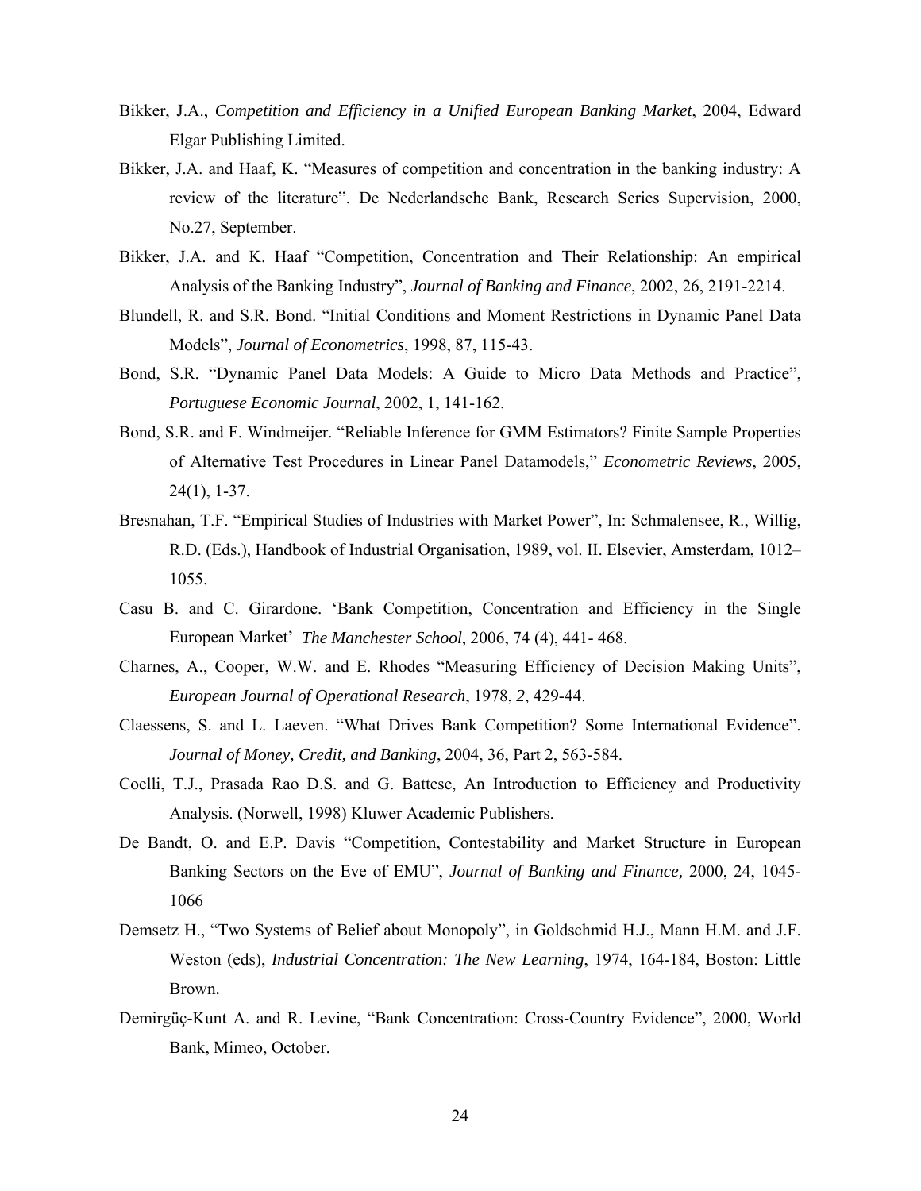Bikker, J.A., *Competition and Efficiency in a Unified European Banking Market*, 2004, Edward Elgar Publishing Limited.

Bikker, J.A. and Haaf, K. "Measures of competition and concentration in the banking industry: A review of the literature". De Nederlandsche Bank, Research Series Supervision, 2000, No.27, September.

Bikker, J.A. and K. Haaf "Competition, Concentration and Their Relationship: An empirical Analysis of the Banking Industry", *Journal of Banking and Finance*, 2002, 26, 2191-2214.

Blundell, R. and S.R. Bond. "Initial Conditions and Moment Restrictions in Dynamic Panel Data Models", *Journal of Econometrics*, 1998, 87, 115-43.

Bond, S.R. "Dynamic Panel Data Models: A Guide to Micro Data Methods and Practice", *Portuguese Economic Journal*, 2002, 1, 141-162.

Bond, S.R. and F. Windmeijer. "Reliable Inference for GMM Estimators? Finite Sample Properties of Alternative Test Procedures in Linear Panel Datamodels," *Econometric Reviews*, 2005, 24(1), 1-37.

Bresnahan, T.F. "Empirical Studies of Industries with Market Power", In: Schmalensee, R., Willig, R.D. (Eds.), Handbook of Industrial Organisation, 1989, vol. II. Elsevier, Amsterdam, 1012–1055.

Casu B. and C. Girardone. 'Bank Competition, Concentration and Efficiency in the Single European Market' *The Manchester School*, 2006, 74 (4), 441- 468.

Charnes, A., Cooper, W.W. and E. Rhodes "Measuring Efficiency of Decision Making Units", *European Journal of Operational Research*, 1978, *2*, 429-44.

Claessens, S. and L. Laeven. "What Drives Bank Competition? Some International Evidence". *Journal of Money, Credit, and Banking*, 2004, 36, Part 2, 563-584.

Coelli, T.J., Prasada Rao D.S. and G. Battese, An Introduction to Efficiency and Productivity Analysis. (Norwell, 1998) Kluwer Academic Publishers.

De Bandt, O. and E.P. Davis "Competition, Contestability and Market Structure in European Banking Sectors on the Eve of EMU", *Journal of Banking and Finance,* 2000, 24, 1045-1066

Demsetz H., "Two Systems of Belief about Monopoly", in Goldschmid H.J., Mann H.M. and J.F. Weston (eds), *Industrial Concentration: The New Learning*, 1974, 164-184, Boston: Little Brown.

Demirgüç-Kunt A. and R. Levine, "Bank Concentration: Cross-Country Evidence", 2000, World Bank, Mimeo, October.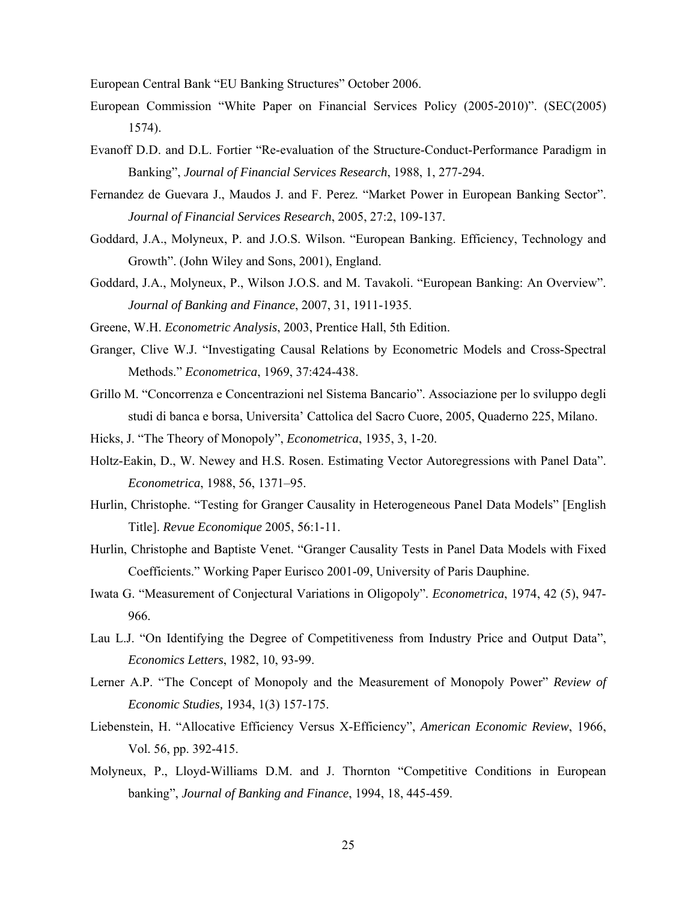European Central Bank “EU Banking Structures” October 2006.

European Commission “White Paper on Financial Services Policy (2005-2010)”. (SEC(2005) 1574).

Evanoff D.D. and D.L. Fortier “Re-evaluation of the Structure-Conduct-Performance Paradigm in Banking”, *Journal of Financial Services Research*, 1988, 1, 277-294.

Fernandez de Guevara J., Maudos J. and F. Perez. “Market Power in European Banking Sector”. *Journal of Financial Services Research*, 2005, 27:2, 109-137.

Goddard, J.A., Molyneux, P. and J.O.S. Wilson. “European Banking. Efficiency, Technology and Growth”. (John Wiley and Sons, 2001), England.

Goddard, J.A., Molyneux, P., Wilson J.O.S. and M. Tavakoli. “European Banking: An Overview”. *Journal of Banking and Finance*, 2007, 31, 1911-1935.

Greene, W.H. *Econometric Analysis*, 2003, Prentice Hall, 5th Edition.

Granger, Clive W.J. “Investigating Causal Relations by Econometric Models and Cross-Spectral Methods.” *Econometrica*, 1969, 37:424-438.

Grillo M. “Concorrenza e Concentrazioni nel Sistema Bancario”. Associazione per lo sviluppo degli studi di banca e borsa, Universita’ Cattolica del Sacro Cuore, 2005, Quaderno 225, Milano.

Hicks, J. “The Theory of Monopoly”, *Econometrica*, 1935, 3, 1-20.

Holtz-Eakin, D., W. Newey and H.S. Rosen. Estimating Vector Autoregressions with Panel Data”. *Econometrica*, 1988, 56, 1371–95.

Hurlin, Christophe. “Testing for Granger Causality in Heterogeneous Panel Data Models” [English Title]. *Revue Economique* 2005, 56:1-11.

Hurlin, Christophe and Baptiste Venet. “Granger Causality Tests in Panel Data Models with Fixed Coefficients.” Working Paper Eurisco 2001-09, University of Paris Dauphine.

Iwata G. “Measurement of Conjectural Variations in Oligopoly”. *Econometrica*, 1974, 42 (5), 947-966.

Lau L.J. “On Identifying the Degree of Competitiveness from Industry Price and Output Data”, *Economics Letters*, 1982, 10, 93-99.

Lerner A.P. “The Concept of Monopoly and the Measurement of Monopoly Power” *Review of Economic Studies,* 1934, 1(3) 157-175.

Liebenstein, H. “Allocative Efficiency Versus X-Efficiency”, *American Economic Review*, 1966, Vol. 56, pp. 392-415.

Molyneux, P., Lloyd-Williams D.M. and J. Thornton “Competitive Conditions in European banking”, *Journal of Banking and Finance*, 1994, 18, 445-459.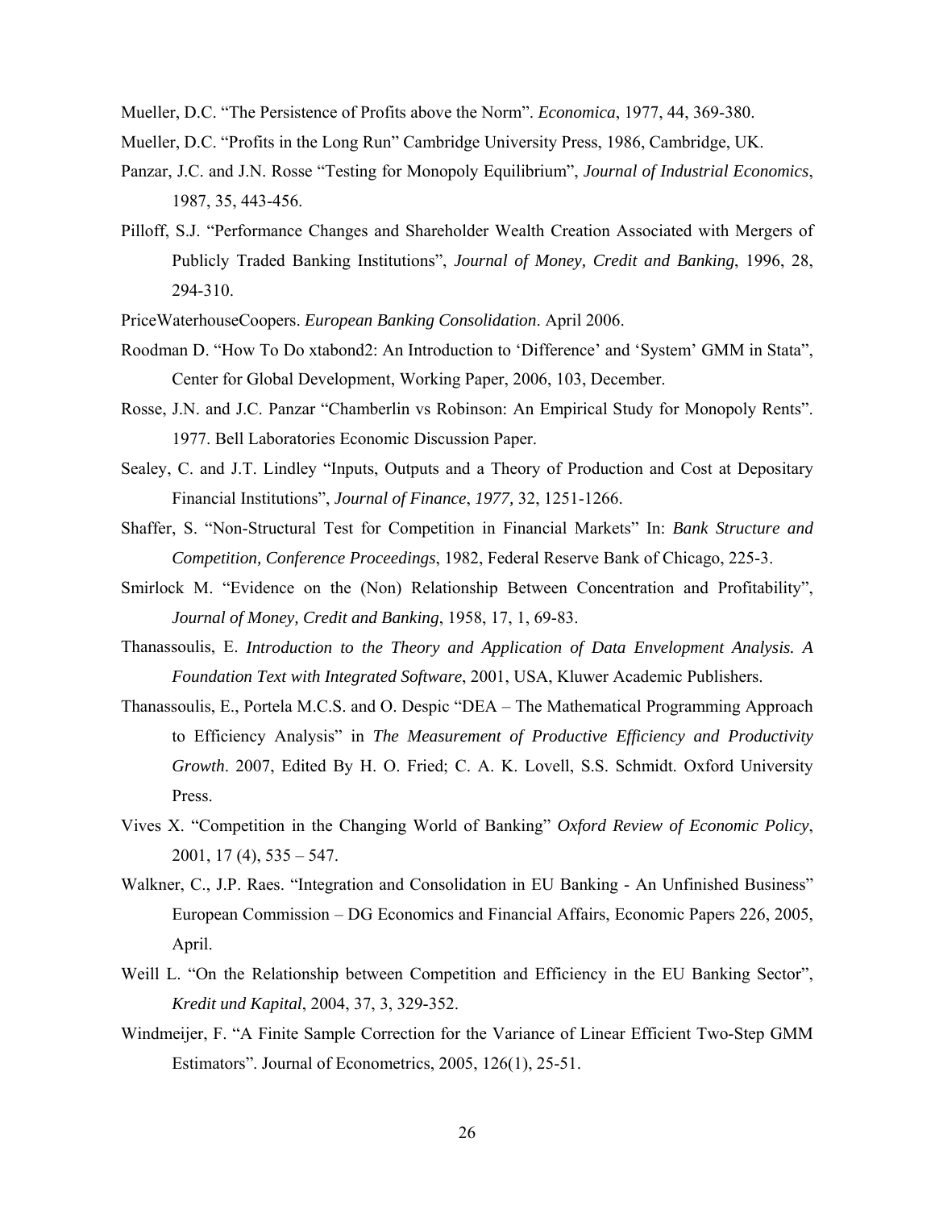Mueller, D.C. "The Persistence of Profits above the Norm". *Economica*, 1977, 44, 369-380.

Mueller, D.C. "Profits in the Long Run" Cambridge University Press, 1986, Cambridge, UK.

Panzar, J.C. and J.N. Rosse "Testing for Monopoly Equilibrium", *Journal of Industrial Economics*, 1987, 35, 443-456.

Pilloff, S.J. "Performance Changes and Shareholder Wealth Creation Associated with Mergers of Publicly Traded Banking Institutions", *Journal of Money, Credit and Banking*, 1996, 28, 294-310.

PriceWaterhouseCoopers. *European Banking Consolidation*. April 2006.

Roodman D. "How To Do xtabond2: An Introduction to 'Difference' and 'System' GMM in Stata", Center for Global Development, Working Paper, 2006, 103, December.

Rosse, J.N. and J.C. Panzar "Chamberlin vs Robinson: An Empirical Study for Monopoly Rents". 1977. Bell Laboratories Economic Discussion Paper.

Sealey, C. and J.T. Lindley "Inputs, Outputs and a Theory of Production and Cost at Depositary Financial Institutions", *Journal of Finance*, *1977,* 32, 1251-1266.

Shaffer, S. "Non-Structural Test for Competition in Financial Markets" In: *Bank Structure and Competition, Conference Proceedings*, 1982, Federal Reserve Bank of Chicago, 225-3.

Smirlock M. "Evidence on the (Non) Relationship Between Concentration and Profitability", *Journal of Money, Credit and Banking*, 1958, 17, 1, 69-83.

Thanassoulis, E. *Introduction to the Theory and Application of Data Envelopment Analysis. A Foundation Text with Integrated Software*, 2001, USA, Kluwer Academic Publishers.

Thanassoulis, E., Portela M.C.S. and O. Despic "DEA – The Mathematical Programming Approach to Efficiency Analysis" in *The Measurement of Productive Efficiency and Productivity Growth*. 2007, Edited By H. O. Fried; C. A. K. Lovell, S.S. Schmidt. Oxford University Press.

Vives X. "Competition in the Changing World of Banking" *Oxford Review of Economic Policy*, 2001, 17 (4), 535 – 547.

Walkner, C., J.P. Raes. "Integration and Consolidation in EU Banking - An Unfinished Business" European Commission – DG Economics and Financial Affairs, Economic Papers 226, 2005, April.

Weill L. "On the Relationship between Competition and Efficiency in the EU Banking Sector", *Kredit und Kapital*, 2004, 37, 3, 329-352.

Windmeijer, F. "A Finite Sample Correction for the Variance of Linear Efficient Two-Step GMM Estimators". Journal of Econometrics, 2005, 126(1), 25-51.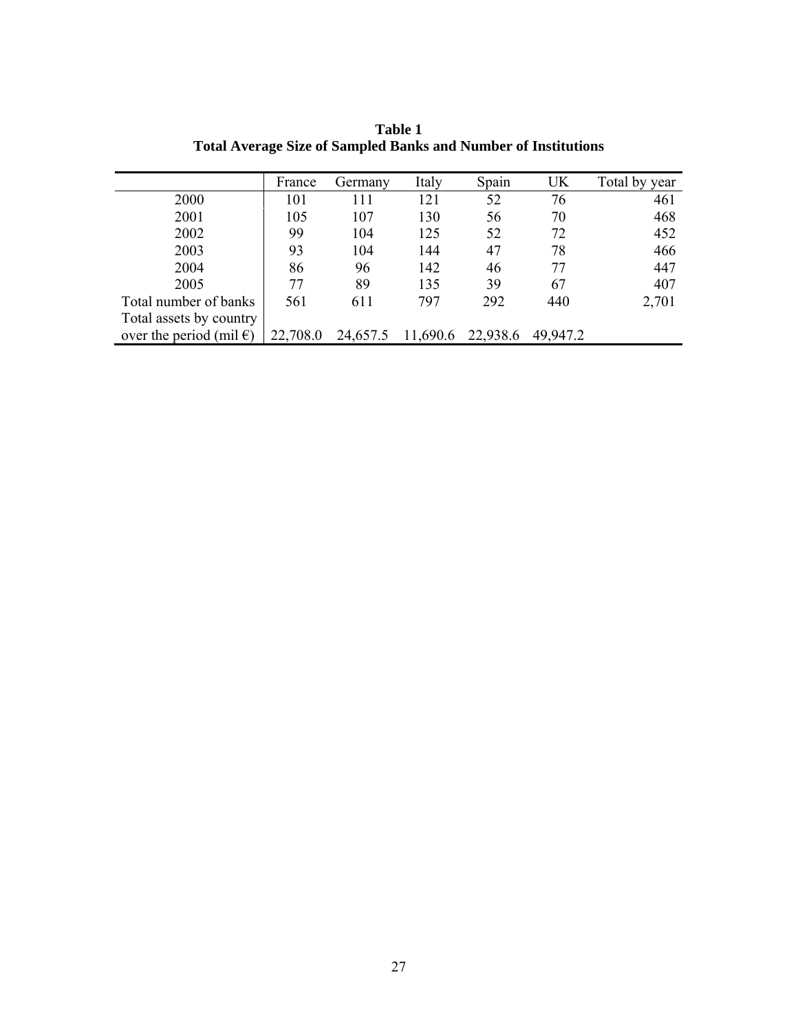**Table 1**
**Total Average Size of Sampled Banks and Number of Institutions**

| | France | Germany | Italy | Spain | UK | Total by year |
|---|---|---|---|---|---|---|
| 2000 | 101 | 111 | 121 | 52 | 76 | 461 |
| 2001 | 105 | 107 | 130 | 56 | 70 | 468 |
| 2002 | 99 | 104 | 125 | 52 | 72 | 452 |
| 2003 | 93 | 104 | 144 | 47 | 78 | 466 |
| 2004 | 86 | 96 | 142 | 46 | 77 | 447 |
| 2005 | 77 | 89 | 135 | 39 | 67 | 407 |
| Total number of banks | 561 | 611 | 797 | 292 | 440 | 2,701 |
| Total assets by country over the period (mil €) | 22,708.0 | 24,657.5 | 11,690.6 | 22,938.6 | 49,947.2 | |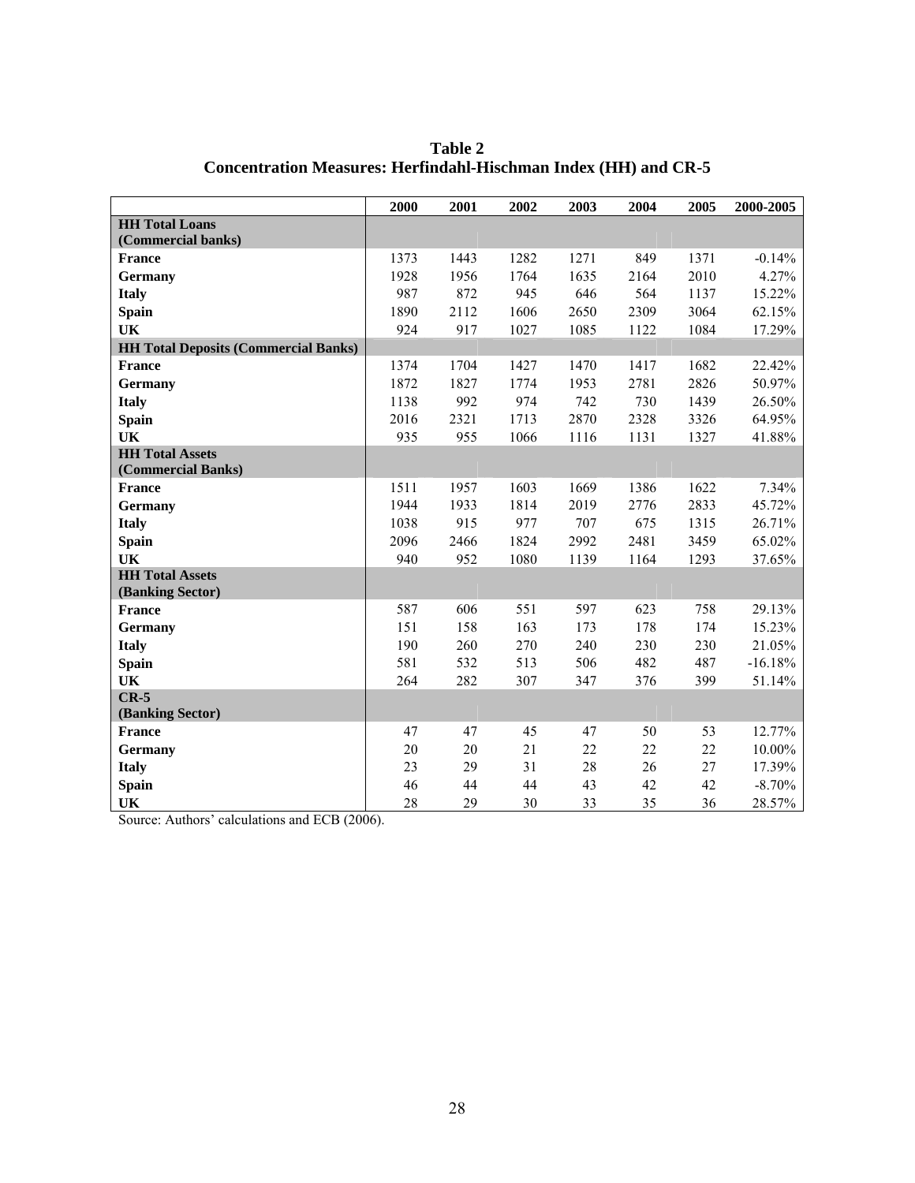**Table 2**
**Concentration Measures: Herfindahl-Hischman Index (HH) and CR-5**

| | 2000 | 2001 | 2002 | 2003 | 2004 | 2005 | 2000-2005 |
|---|---|---|---|---|---|---|---|
| **HH Total Loans (Commercial banks)** | | | | | | | |
| **France** | 1373 | 1443 | 1282 | 1271 | 849 | 1371 | -0.14% |
| **Germany** | 1928 | 1956 | 1764 | 1635 | 2164 | 2010 | 4.27% |
| **Italy** | 987 | 872 | 945 | 646 | 564 | 1137 | 15.22% |
| **Spain** | 1890 | 2112 | 1606 | 2650 | 2309 | 3064 | 62.15% |
| **UK** | 924 | 917 | 1027 | 1085 | 1122 | 1084 | 17.29% |
| **HH Total Deposits (Commercial Banks)** | | | | | | | |
| **France** | 1374 | 1704 | 1427 | 1470 | 1417 | 1682 | 22.42% |
| **Germany** | 1872 | 1827 | 1774 | 1953 | 2781 | 2826 | 50.97% |
| **Italy** | 1138 | 992 | 974 | 742 | 730 | 1439 | 26.50% |
| **Spain** | 2016 | 2321 | 1713 | 2870 | 2328 | 3326 | 64.95% |
| **UK** | 935 | 955 | 1066 | 1116 | 1131 | 1327 | 41.88% |
| **HH Total Assets (Commercial Banks)** | | | | | | | |
| **France** | 1511 | 1957 | 1603 | 1669 | 1386 | 1622 | 7.34% |
| **Germany** | 1944 | 1933 | 1814 | 2019 | 2776 | 2833 | 45.72% |
| **Italy** | 1038 | 915 | 977 | 707 | 675 | 1315 | 26.71% |
| **Spain** | 2096 | 2466 | 1824 | 2992 | 2481 | 3459 | 65.02% |
| **UK** | 940 | 952 | 1080 | 1139 | 1164 | 1293 | 37.65% |
| **HH Total Assets (Banking Sector)** | | | | | | | |
| **France** | 587 | 606 | 551 | 597 | 623 | 758 | 29.13% |
| **Germany** | 151 | 158 | 163 | 173 | 178 | 174 | 15.23% |
| **Italy** | 190 | 260 | 270 | 240 | 230 | 230 | 21.05% |
| **Spain** | 581 | 532 | 513 | 506 | 482 | 487 | -16.18% |
| **UK** | 264 | 282 | 307 | 347 | 376 | 399 | 51.14% |
| **CR-5 (Banking Sector)** | | | | | | | |
| **France** | 47 | 47 | 45 | 47 | 50 | 53 | 12.77% |
| **Germany** | 20 | 20 | 21 | 22 | 22 | 22 | 10.00% |
| **Italy** | 23 | 29 | 31 | 28 | 26 | 27 | 17.39% |
| **Spain** | 46 | 44 | 44 | 43 | 42 | 42 | -8.70% |
| **UK** | 28 | 29 | 30 | 33 | 35 | 36 | 28.57% |

Source: Authors' calculations and ECB (2006).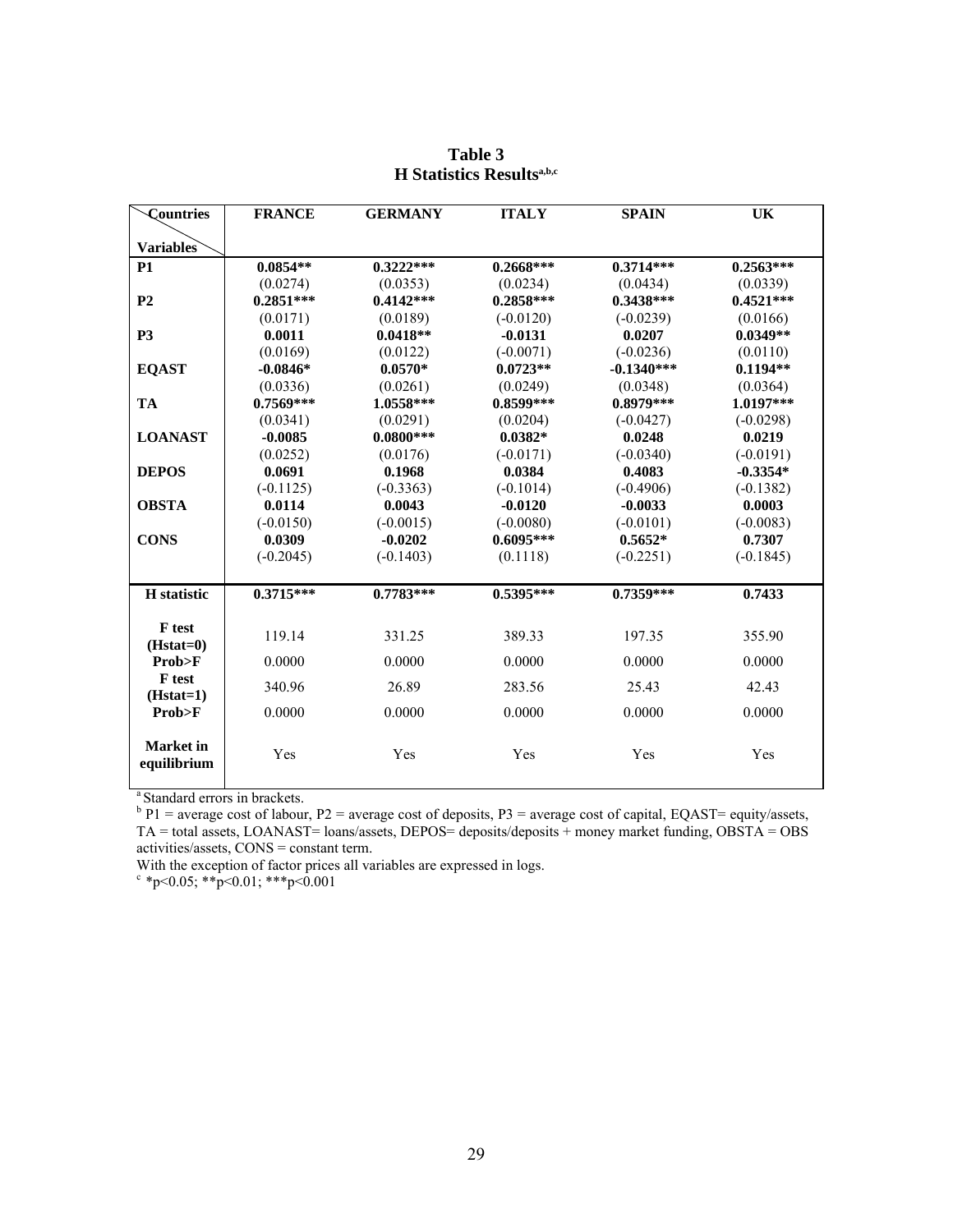**Table 3**
**H Statistics Results[a,b,c]**

| Countries / Variables | FRANCE | GERMANY | ITALY | SPAIN | UK |
|---|---|---|---|---|---|
| **P1** | **0.0854**** | **0.3222***** | **0.2668***** | **0.3714***** | **0.2563***** |
| | (0.0274) | (0.0353) | (0.0234) | (0.0434) | (0.0339) |
| **P2** | **0.2851***** | **0.4142***** | **0.2858***** | **0.3438***** | **0.4521***** |
| | (0.0171) | (0.0189) | (-0.0120) | (-0.0239) | (0.0166) |
| **P3** | **0.0011** | **0.0418**** | **-0.0131** | **0.0207** | **0.0349**** |
| | (0.0169) | (0.0122) | (-0.0071) | (-0.0236) | (0.0110) |
| **EQAST** | **-0.0846*** | **0.0570*** | **0.0723**** | **-0.1340***** | **0.1194**** |
| | (0.0336) | (0.0261) | (0.0249) | (0.0348) | (0.0364) |
| **TA** | **0.7569***** | **1.0558***** | **0.8599***** | **0.8979***** | **1.0197***** |
| | (0.0341) | (0.0291) | (0.0204) | (-0.0427) | (-0.0298) |
| **LOANAST** | **-0.0085** | **0.0800***** | **0.0382*** | **0.0248** | **0.0219** |
| | (0.0252) | (0.0176) | (-0.0171) | (-0.0340) | (-0.0191) |
| **DEPOS** | **0.0691** | **0.1968** | **0.0384** | **0.4083** | **-0.3354*** |
| | (-0.1125) | (-0.3363) | (-0.1014) | (-0.4906) | (-0.1382) |
| **OBSTA** | **0.0114** | **0.0043** | **-0.0120** | **-0.0033** | **0.0003** |
| | (-0.0150) | (-0.0015) | (-0.0080) | (-0.0101) | (-0.0083) |
| **CONS** | **0.0309** | **-0.0202** | **0.6095***** | **0.5652*** | **0.7307** |
| | (-0.2045) | (-0.1403) | (0.1118) | (-0.2251) | (-0.1845) |
| **H statistic** | **0.3715***** | **0.7783***** | **0.5395***** | **0.7359***** | **0.7433** |
| **F test (Hstat=0)** | 119.14 | 331.25 | 389.33 | 197.35 | 355.90 |
| **Prob>F** | 0.0000 | 0.0000 | 0.0000 | 0.0000 | 0.0000 |
| **F test (Hstat=1)** | 340.96 | 26.89 | 283.56 | 25.43 | 42.43 |
| **Prob>F** | 0.0000 | 0.0000 | 0.0000 | 0.0000 | 0.0000 |
| **Market in equilibrium** | Yes | Yes | Yes | Yes | Yes |

[a] Standard errors in brackets.
[b] P1 = average cost of labour, P2 = average cost of deposits, P3 = average cost of capital, EQAST= equity/assets, TA = total assets, LOANAST= loans/assets, DEPOS= deposits/deposits + money market funding, OBSTA = OBS activities/assets, CONS = constant term.
With the exception of factor prices all variables are expressed in logs.
[c] *p<0.05; **p<0.01; ***p<0.001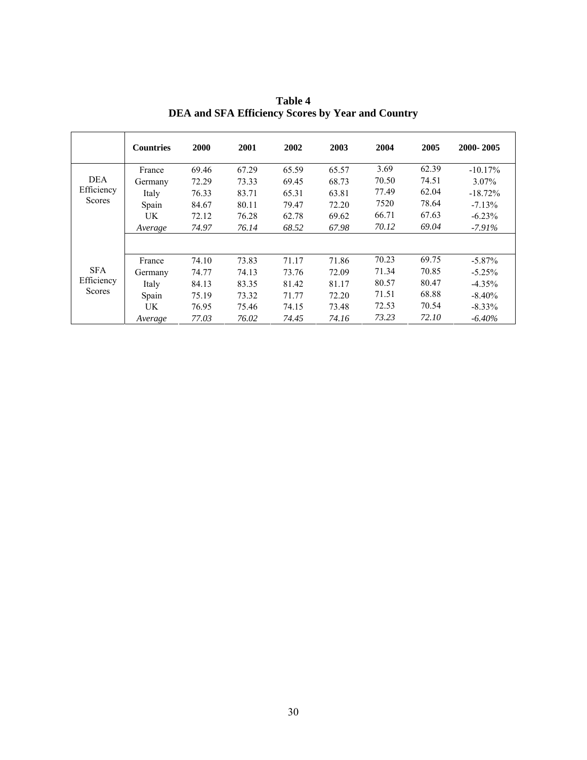**Table 4**
**DEA and SFA Efficiency Scores by Year and Country**

| | **Countries** | **2000** | **2001** | **2002** | **2003** | **2004** | **2005** | **2000- 2005** |
|---|---|---|---|---|---|---|---|---|
| DEA Efficiency Scores | France | 69.46 | 67.29 | 65.59 | 65.57 | 3.69 | 62.39 | -10.17% |
| | Germany | 72.29 | 73.33 | 69.45 | 68.73 | 70.50 | 74.51 | 3.07% |
| | Italy | 76.33 | 83.71 | 65.31 | 63.81 | 77.49 | 62.04 | -18.72% |
| | Spain | 84.67 | 80.11 | 79.47 | 72.20 | 7520 | 78.64 | -7.13% |
| | UK | 72.12 | 76.28 | 62.78 | 69.62 | 66.71 | 67.63 | -6.23% |
| | *Average* | *74.97* | *76.14* | *68.52* | *67.98* | *70.12* | *69.04* | *-7.91%* |
| SFA Efficiency Scores | France | 74.10 | 73.83 | 71.17 | 71.86 | 70.23 | 69.75 | -5.87% |
| | Germany | 74.77 | 74.13 | 73.76 | 72.09 | 71.34 | 70.85 | -5.25% |
| | Italy | 84.13 | 83.35 | 81.42 | 81.17 | 80.57 | 80.47 | -4.35% |
| | Spain | 75.19 | 73.32 | 71.77 | 72.20 | 71.51 | 68.88 | -8.40% |
| | UK | 76.95 | 75.46 | 74.15 | 73.48 | 72.53 | 70.54 | -8.33% |
| | *Average* | *77.03* | *76.02* | *74.45* | *74.16* | *73.23* | *72.10* | *-6.40%* |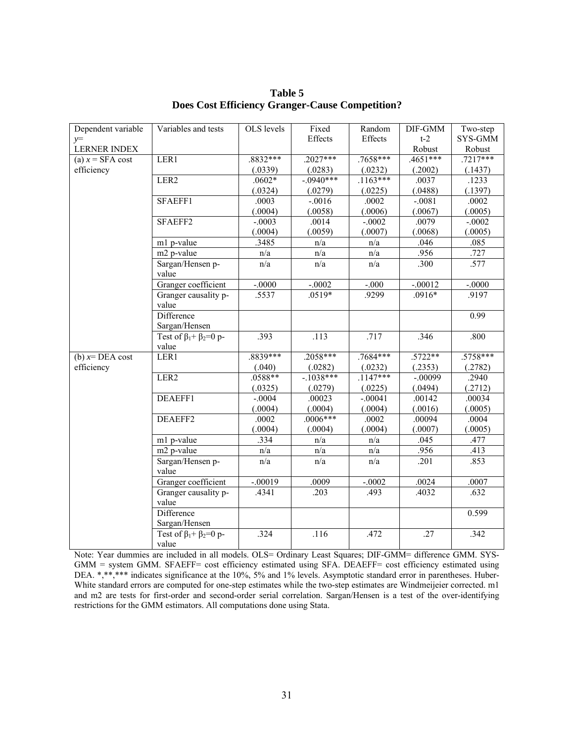**Table 5**
**Does Cost Efficiency Granger-Cause Competition?**

| Dependent variable $y$= LERNER INDEX | Variables and tests | OLS levels | Fixed Effects | Random Effects | DIF-GMM t-2 Robust | Two-step SYS-GMM Robust |
|---|---|---|---|---|---|---|
| (a) $x$ = SFA cost efficiency | LER1 | .8832*** (.0339) | .2027*** (.0283) | .7658*** (.0232) | .4651*** (.2002) | .7217*** (.1437) |
| | LER2 | .0602* (.0324) | -.0940*** (.0279) | .1163*** (.0225) | .0037 (.0488) | .1233 (.1397) |
| | SFAEFF1 | .0003 (.0004) | -.0016 (.0058) | .0002 (.0006) | -.0081 (.0067) | .0002 (.0005) |
| | SFAEFF2 | -.0003 (.0004) | .0014 (.0059) | -.0002 (.0007) | .0079 (.0068) | -.0002 (.0005) |
| | m1 p-value | .3485 | n/a | n/a | .046 | .085 |
| | m2 p-value | n/a | n/a | n/a | .956 | .727 |
| | Sargan/Hensen p-value | n/a | n/a | n/a | .300 | .577 |
| | Granger coefficient | -.0000 | -.0002 | -.000 | -.00012 | -.0000 |
| | Granger causality p-value | .5537 | .0519* | .9299 | .0916* | .9197 |
| | Difference Sargan/Hensen | | | | | 0.99 |
| | Test of $\beta_1+\beta_2=0$ p-value | .393 | .113 | .717 | .346 | .800 |
| (b) $x$= DEA cost efficiency | LER1 | .8839*** (.040) | .2058*** (.0282) | .7684*** (.0232) | .5722** (.2353) | .5758*** (.2782) |
| | LER2 | .0588** (.0325) | -.1038*** (.0279) | .1147*** (.0225) | -.00099 (.0494) | .2940 (.2712) |
| | DEAEFF1 | -.0004 (.0004) | .00023 (.0004) | -.00041 (.0004) | .00142 (.0016) | .00034 (.0005) |
| | DEAEFF2 | .0002 (.0004) | .0006*** (.0004) | .0002 (.0004) | .00094 (.0007) | .0004 (.0005) |
| | m1 p-value | .334 | n/a | n/a | .045 | .477 |
| | m2 p-value | n/a | n/a | n/a | .956 | .413 |
| | Sargan/Hensen p-value | n/a | n/a | n/a | .201 | .853 |
| | Granger coefficient | -.00019 | .0009 | -.0002 | .0024 | .0007 |
| | Granger causality p-value | .4341 | .203 | .493 | .4032 | .632 |
| | Difference Sargan/Hensen | | | | | 0.599 |
| | Test of $\beta_1+\beta_2=0$ p-value | .324 | .116 | .472 | .27 | .342 |

Note: Year dummies are included in all models. OLS= Ordinary Least Squares; DIF-GMM= difference GMM. SYS-GMM = system GMM. SFAEFF= cost efficiency estimated using SFA. DEAEFF= cost efficiency estimated using DEA. *,**,*** indicates significance at the 10%, 5% and 1% levels. Asymptotic standard error in parentheses. Huber-White standard errors are computed for one-step estimates while the two-step estimates are Windmeijeier corrected. m1 and m2 are tests for first-order and second-order serial correlation. Sargan/Hensen is a test of the over-identifying restrictions for the GMM estimators. All computations done using Stata.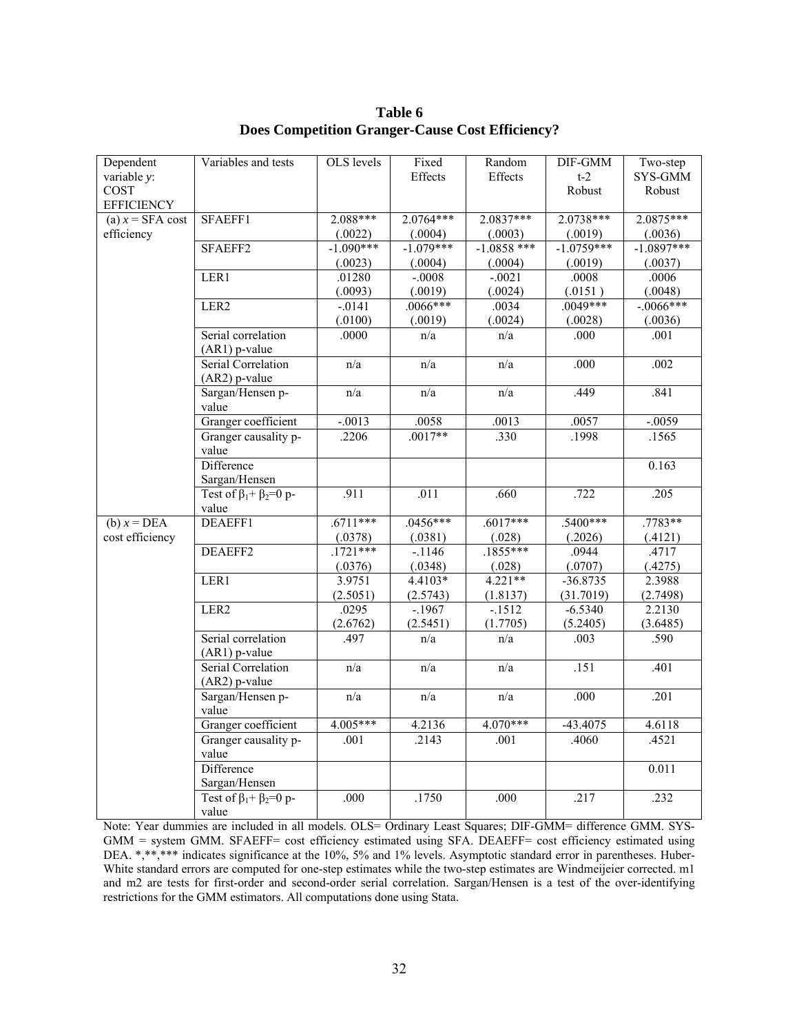**Table 6**
**Does Competition Granger-Cause Cost Efficiency?**

| Dependent variable *y*: COST EFFICIENCY | Variables and tests | OLS levels | Fixed Effects | Random Effects | DIF-GMM t-2 Robust | Two-step SYS-GMM Robust |
|---|---|---|---|---|---|---|
| (a) $x$ = SFA cost efficiency | SFAEFF1 | 2.088*** (.0022) | 2.0764*** (.0004) | 2.0837*** (.0003) | 2.0738*** (.0019) | 2.0875*** (.0036) |
| | SFAEFF2 | -1.090*** (.0023) | -1.079*** (.0004) | -1.0858 *** (.0004) | -1.0759*** (.0019) | -1.0897*** (.0037) |
| | LER1 | .01280 (.0093) | -.0008 (.0019) | -.0021 (.0024) | .0008 (.0151 ) | .0006 (.0048) |
| | LER2 | -.0141 (.0100) | .0066*** (.0019) | .0034 (.0024) | .0049*** (.0028) | -.0066*** (.0036) |
| | Serial correlation (AR1) p-value | .0000 | n/a | n/a | .000 | .001 |
| | Serial Correlation (AR2) p-value | n/a | n/a | n/a | .000 | .002 |
| | Sargan/Hensen p-value | n/a | n/a | n/a | .449 | .841 |
| | Granger coefficient | -.0013 | .0058 | .0013 | .0057 | -.0059 |
| | Granger causality p-value | .2206 | .0017** | .330 | .1998 | .1565 |
| | Difference Sargan/Hensen | | | | | 0.163 |
| | Test of $\beta_1+\beta_2=0$ p-value | .911 | .011 | .660 | .722 | .205 |
| (b) $x$ = DEA cost efficiency | DEAEFF1 | .6711*** (.0378) | .0456*** (.0381) | .6017*** (.028) | .5400*** (.2026) | .7783** (.4121) |
| | DEAEFF2 | .1721*** (.0376) | -.1146 (.0348) | .1855*** (.028) | .0944 (.0707) | .4717 (.4275) |
| | LER1 | 3.9751 (2.5051) | 4.4103* (2.5743) | 4.221** (1.8137) | -36.8735 (31.7019) | 2.3988 (2.7498) |
| | LER2 | .0295 (2.6762) | -.1967 (2.5451) | -.1512 (1.7705) | -6.5340 (5.2405) | 2.2130 (3.6485) |
| | Serial correlation (AR1) p-value | .497 | n/a | n/a | .003 | .590 |
| | Serial Correlation (AR2) p-value | n/a | n/a | n/a | .151 | .401 |
| | Sargan/Hensen p-value | n/a | n/a | n/a | .000 | .201 |
| | Granger coefficient | 4.005*** | 4.2136 | 4.070*** | -43.4075 | 4.6118 |
| | Granger causality p-value | .001 | .2143 | .001 | .4060 | .4521 |
| | Difference Sargan/Hensen | | | | | 0.011 |
| | Test of $\beta_1+\beta_2=0$ p-value | .000 | .1750 | .000 | .217 | .232 |

Note: Year dummies are included in all models. OLS= Ordinary Least Squares; DIF-GMM= difference GMM. SYS-GMM = system GMM. SFAEFF= cost efficiency estimated using SFA. DEAEFF= cost efficiency estimated using DEA. *,**,*** indicates significance at the 10%, 5% and 1% levels. Asymptotic standard error in parentheses. Huber-White standard errors are computed for one-step estimates while the two-step estimates are Windmeijeier corrected. m1 and m2 are tests for first-order and second-order serial correlation. Sargan/Hensen is a test of the over-identifying restrictions for the GMM estimators. All computations done using Stata.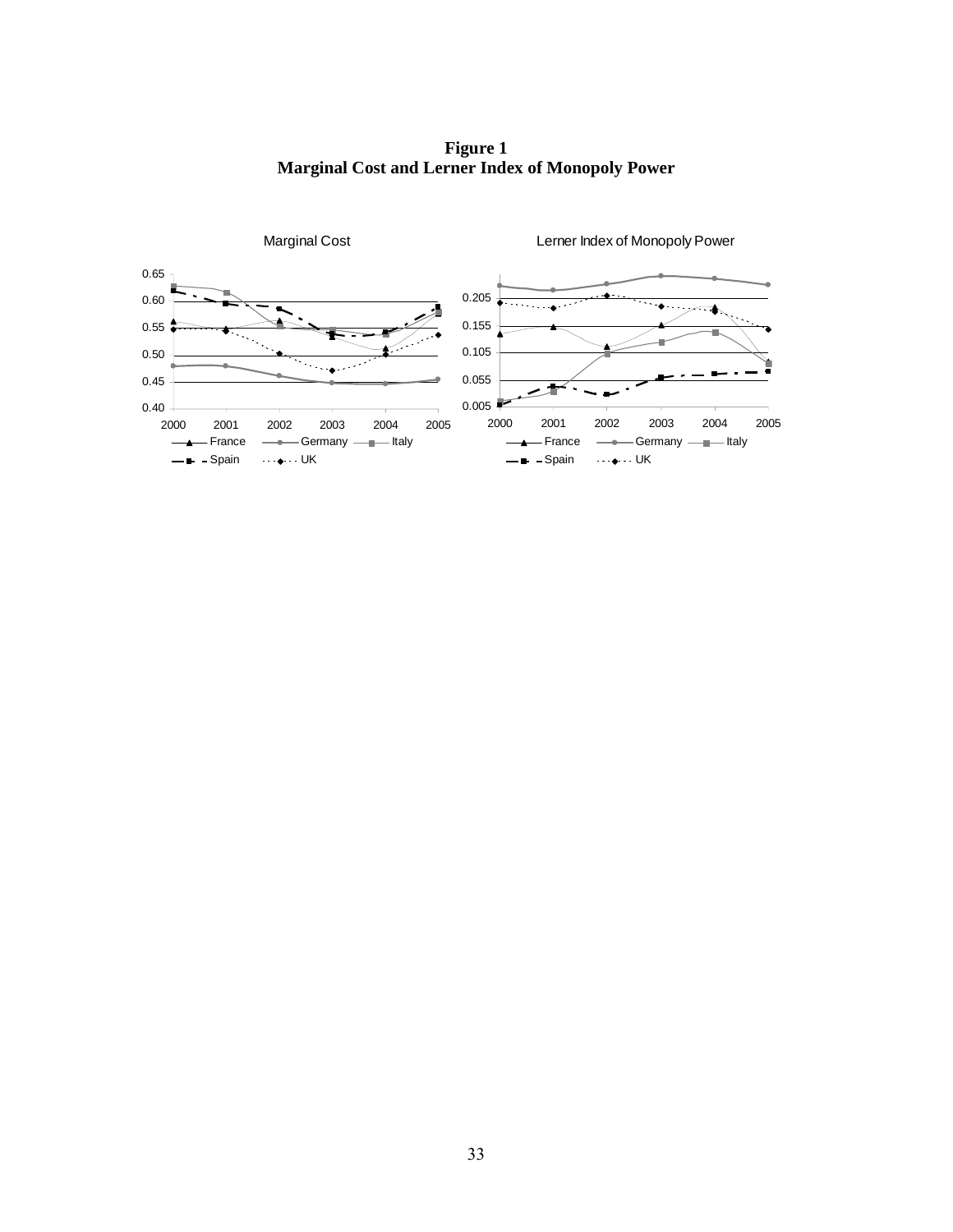**Figure 1**
**Marginal Cost and Lerner Index of Monopoly Power**

Marginal Cost

Lerner Index of Monopoly Power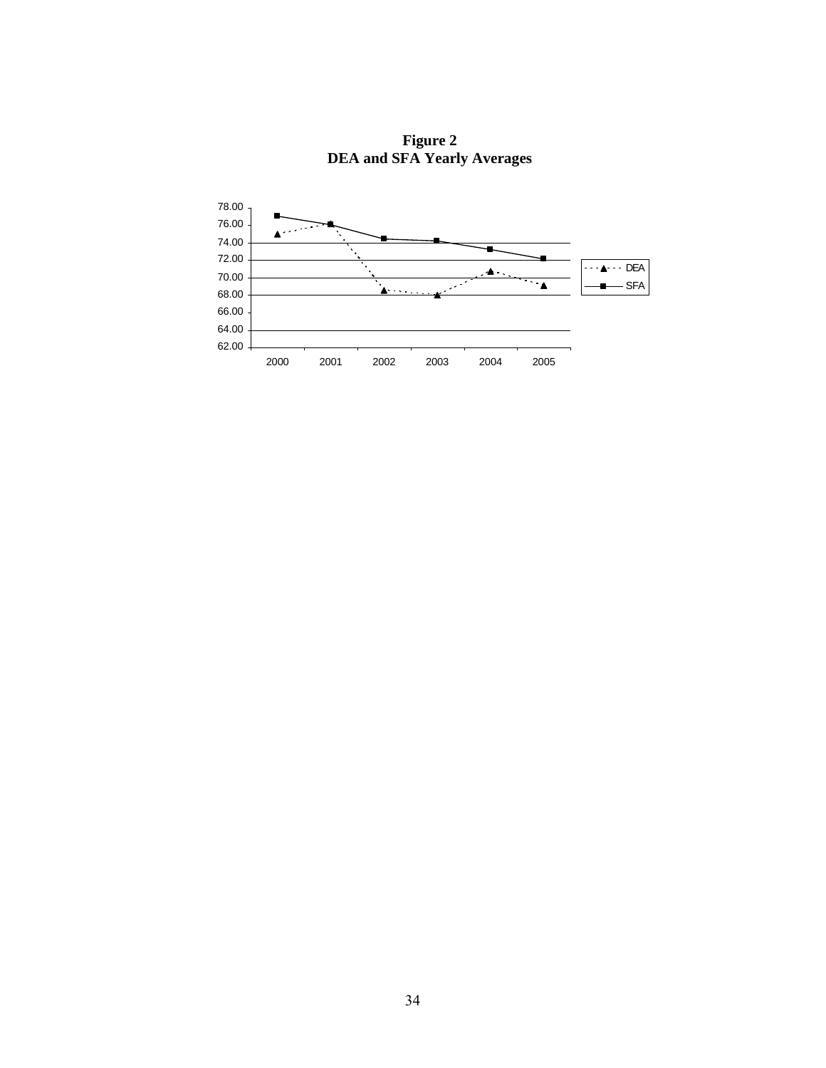**Figure 2**
**DEA and SFA Yearly Averages**

78.00
76.00
74.00
72.00
70.00
68.00
66.00
64.00
62.00

2000 2001 2002 2003 2004 2005

DEA
SFA